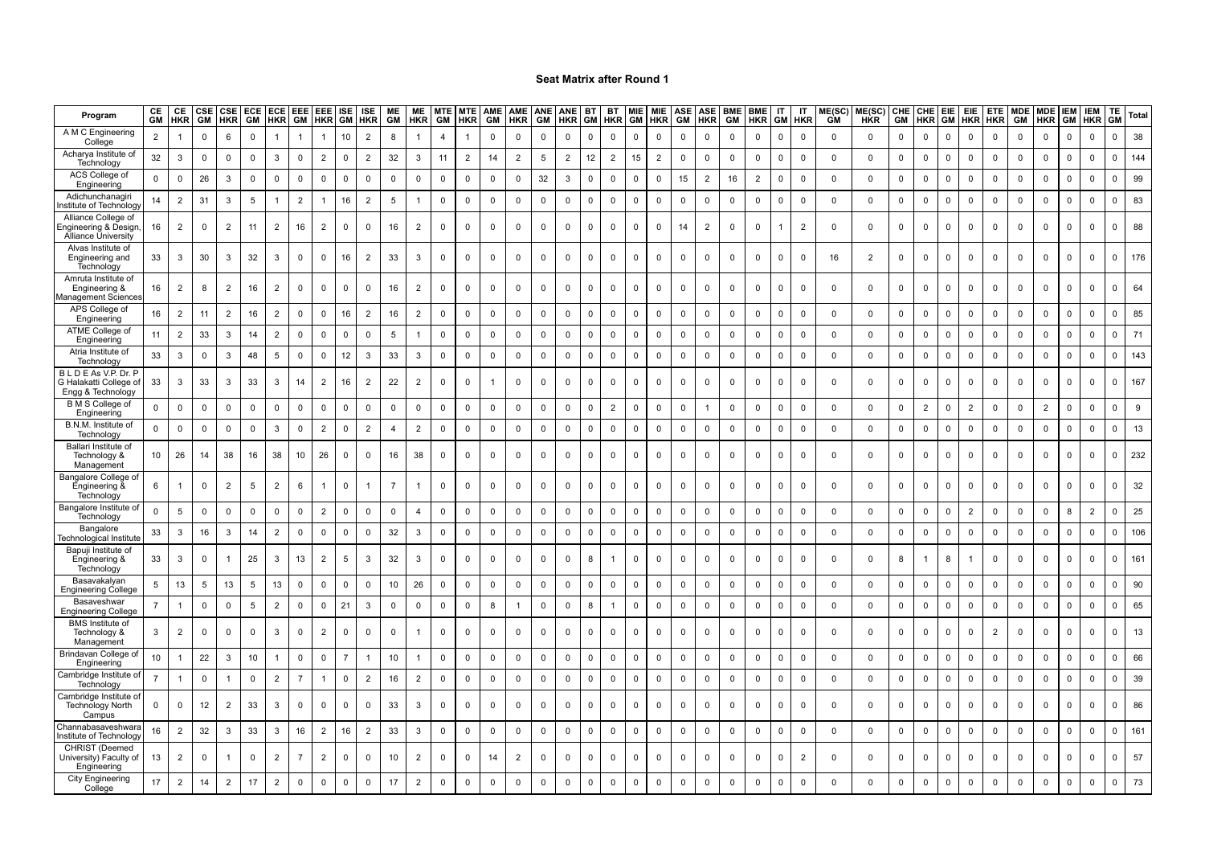# Seat Matrix after Round 1

| Program | CE GM | CE HKR | CSE GM | CSE HKR | ECE GM | ECE HKR | EEE GM | EEE HKR | ISE GM | ISE HKR | ME GM | ME HKR | MTE GM | MTE HKR | AME GM | AME HKR | ANE GM | ANE HKR | BT GM | BT HKR | MIE GM | MIE HKR | ASE GM | ASE HKR | BME GM | BME HKR | IT GM | IT HKR | ME(SC) GM | ME(SC) HKR | CHE GM | CHE HKR | EIE GM | EIE HKR | ETE HKR | MDE GM | MDE HKR | IEM GM | IEM HKR | TE GM | Total |
|---|---|---|---|---|---|---|---|---|---|---|---|---|---|---|---|---|---|---|---|---|---|---|---|---|---|---|---|---|---|---|---|---|---|---|---|---|---|---|---|---|---|
| A M C Engineering College | 2 | 1 | 0 | 6 | 0 | 1 | 1 | 1 | 10 | 2 | 8 | 1 | 4 | 1 | 0 | 0 | 0 | 0 | 0 | 0 | 0 | 0 | 0 | 0 | 0 | 0 | 0 | 0 | 0 | 0 | 0 | 0 | 0 | 0 | 0 | 0 | 0 | 0 | 0 | 0 | 38 |
| Acharya Institute of Technology | 32 | 3 | 0 | 0 | 0 | 3 | 0 | 2 | 0 | 2 | 32 | 3 | 11 | 2 | 14 | 2 | 5 | 2 | 12 | 2 | 15 | 2 | 0 | 0 | 0 | 0 | 0 | 0 | 0 | 0 | 0 | 0 | 0 | 0 | 0 | 0 | 0 | 0 | 0 | 0 | 144 |
| ACS College of Engineering | 0 | 0 | 26 | 3 | 0 | 0 | 0 | 0 | 0 | 0 | 0 | 0 | 0 | 0 | 0 | 0 | 32 | 3 | 0 | 0 | 0 | 0 | 15 | 2 | 16 | 2 | 0 | 0 | 0 | 0 | 0 | 0 | 0 | 0 | 0 | 0 | 0 | 0 | 0 | 0 | 99 |
| Adichunchanagiri Institute of Technology | 14 | 2 | 31 | 3 | 5 | 1 | 2 | 1 | 16 | 2 | 5 | 1 | 0 | 0 | 0 | 0 | 0 | 0 | 0 | 0 | 0 | 0 | 0 | 0 | 0 | 0 | 0 | 0 | 0 | 0 | 0 | 0 | 0 | 0 | 0 | 0 | 0 | 0 | 0 | 0 | 83 |
| Alliance College of Engineering & Design, Alliance University | 16 | 2 | 0 | 2 | 11 | 2 | 16 | 2 | 0 | 0 | 16 | 2 | 0 | 0 | 0 | 0 | 0 | 0 | 0 | 0 | 0 | 0 | 14 | 2 | 0 | 0 | 1 | 2 | 0 | 0 | 0 | 0 | 0 | 0 | 0 | 0 | 0 | 0 | 0 | 0 | 88 |
| Alvas Institute of Engineering and Technology | 33 | 3 | 30 | 3 | 32 | 3 | 0 | 0 | 16 | 2 | 33 | 3 | 0 | 0 | 0 | 0 | 0 | 0 | 0 | 0 | 0 | 0 | 0 | 0 | 0 | 0 | 0 | 0 | 16 | 2 | 0 | 0 | 0 | 0 | 0 | 0 | 0 | 0 | 0 | 0 | 176 |
| Amruta Institute of Engineering & Management Sciences | 16 | 2 | 8 | 2 | 16 | 2 | 0 | 0 | 0 | 0 | 16 | 2 | 0 | 0 | 0 | 0 | 0 | 0 | 0 | 0 | 0 | 0 | 0 | 0 | 0 | 0 | 0 | 0 | 0 | 0 | 0 | 0 | 0 | 0 | 0 | 0 | 0 | 0 | 0 | 0 | 64 |
| APS College of Engineering | 16 | 2 | 11 | 2 | 16 | 2 | 0 | 0 | 16 | 2 | 16 | 2 | 0 | 0 | 0 | 0 | 0 | 0 | 0 | 0 | 0 | 0 | 0 | 0 | 0 | 0 | 0 | 0 | 0 | 0 | 0 | 0 | 0 | 0 | 0 | 0 | 0 | 0 | 0 | 0 | 85 |
| ATME College of Engineering | 11 | 2 | 33 | 3 | 14 | 2 | 0 | 0 | 0 | 0 | 5 | 1 | 0 | 0 | 0 | 0 | 0 | 0 | 0 | 0 | 0 | 0 | 0 | 0 | 0 | 0 | 0 | 0 | 0 | 0 | 0 | 0 | 0 | 0 | 0 | 0 | 0 | 0 | 0 | 0 | 71 |
| Atria Institute of Technology | 33 | 3 | 0 | 3 | 48 | 5 | 0 | 0 | 12 | 3 | 33 | 3 | 0 | 0 | 0 | 0 | 0 | 0 | 0 | 0 | 0 | 0 | 0 | 0 | 0 | 0 | 0 | 0 | 0 | 0 | 0 | 0 | 0 | 0 | 0 | 0 | 0 | 0 | 0 | 0 | 143 |
| B L D E As V.P. Dr. P G Halakatti College of Engg & Technology | 33 | 3 | 33 | 3 | 33 | 3 | 14 | 2 | 16 | 2 | 22 | 2 | 0 | 0 | 1 | 0 | 0 | 0 | 0 | 0 | 0 | 0 | 0 | 0 | 0 | 0 | 0 | 0 | 0 | 0 | 0 | 0 | 0 | 0 | 0 | 0 | 0 | 0 | 0 | 0 | 167 |
| B M S College of Engineering | 0 | 0 | 0 | 0 | 0 | 0 | 0 | 0 | 0 | 0 | 0 | 0 | 0 | 0 | 0 | 0 | 0 | 0 | 0 | 2 | 0 | 0 | 0 | 1 | 0 | 0 | 0 | 0 | 0 | 0 | 0 | 2 | 0 | 2 | 0 | 0 | 2 | 0 | 0 | 0 | 9 |
| B.N.M. Institute of Technology | 0 | 0 | 0 | 0 | 0 | 3 | 0 | 2 | 0 | 2 | 4 | 2 | 0 | 0 | 0 | 0 | 0 | 0 | 0 | 0 | 0 | 0 | 0 | 0 | 0 | 0 | 0 | 0 | 0 | 0 | 0 | 0 | 0 | 0 | 0 | 0 | 0 | 0 | 0 | 0 | 13 |
| Ballari Institute of Technology & Management | 10 | 26 | 14 | 38 | 16 | 38 | 10 | 26 | 0 | 0 | 16 | 38 | 0 | 0 | 0 | 0 | 0 | 0 | 0 | 0 | 0 | 0 | 0 | 0 | 0 | 0 | 0 | 0 | 0 | 0 | 0 | 0 | 0 | 0 | 0 | 0 | 0 | 0 | 0 | 0 | 232 |
| Bangalore College of Engineering & Technology | 6 | 1 | 0 | 2 | 5 | 2 | 6 | 1 | 0 | 1 | 7 | 1 | 0 | 0 | 0 | 0 | 0 | 0 | 0 | 0 | 0 | 0 | 0 | 0 | 0 | 0 | 0 | 0 | 0 | 0 | 0 | 0 | 0 | 0 | 0 | 0 | 0 | 0 | 0 | 0 | 32 |
| Bangalore Institute of Technology | 0 | 5 | 0 | 0 | 0 | 0 | 0 | 2 | 0 | 0 | 0 | 4 | 0 | 0 | 0 | 0 | 0 | 0 | 0 | 0 | 0 | 0 | 0 | 0 | 0 | 0 | 0 | 0 | 0 | 0 | 0 | 0 | 0 | 2 | 0 | 0 | 0 | 8 | 2 | 0 | 25 |
| Bangalore Technological Institute | 33 | 3 | 16 | 3 | 14 | 2 | 0 | 0 | 0 | 0 | 32 | 3 | 0 | 0 | 0 | 0 | 0 | 0 | 0 | 0 | 0 | 0 | 0 | 0 | 0 | 0 | 0 | 0 | 0 | 0 | 0 | 0 | 0 | 0 | 0 | 0 | 0 | 0 | 0 | 0 | 106 |
| Bapuji Institute of Engineering & Technology | 33 | 3 | 0 | 1 | 25 | 3 | 13 | 2 | 5 | 3 | 32 | 3 | 0 | 0 | 0 | 0 | 0 | 0 | 8 | 1 | 0 | 0 | 0 | 0 | 0 | 0 | 0 | 0 | 0 | 0 | 8 | 1 | 8 | 1 | 0 | 0 | 0 | 0 | 0 | 0 | 161 |
| Basavakalyan Engineering College | 5 | 13 | 5 | 13 | 5 | 13 | 0 | 0 | 0 | 0 | 10 | 26 | 0 | 0 | 0 | 0 | 0 | 0 | 0 | 0 | 0 | 0 | 0 | 0 | 0 | 0 | 0 | 0 | 0 | 0 | 0 | 0 | 0 | 0 | 0 | 0 | 0 | 0 | 0 | 0 | 90 |
| Basaveshwar Engineering College | 7 | 1 | 0 | 0 | 5 | 2 | 0 | 0 | 21 | 3 | 0 | 0 | 0 | 0 | 8 | 1 | 0 | 0 | 8 | 1 | 0 | 0 | 0 | 0 | 0 | 0 | 0 | 0 | 0 | 0 | 0 | 0 | 0 | 0 | 0 | 0 | 0 | 0 | 0 | 0 | 65 |
| BMS Institute of Technology & Management | 3 | 2 | 0 | 0 | 0 | 3 | 0 | 2 | 0 | 0 | 0 | 1 | 0 | 0 | 0 | 0 | 0 | 0 | 0 | 0 | 0 | 0 | 0 | 0 | 0 | 0 | 0 | 0 | 0 | 0 | 0 | 0 | 0 | 0 | 2 | 0 | 0 | 0 | 0 | 0 | 13 |
| Brindavan College of Engineering | 10 | 1 | 22 | 3 | 10 | 1 | 0 | 0 | 7 | 1 | 10 | 1 | 0 | 0 | 0 | 0 | 0 | 0 | 0 | 0 | 0 | 0 | 0 | 0 | 0 | 0 | 0 | 0 | 0 | 0 | 0 | 0 | 0 | 0 | 0 | 0 | 0 | 0 | 0 | 0 | 66 |
| Cambridge Institute of Technology | 7 | 1 | 0 | 1 | 0 | 2 | 7 | 1 | 0 | 2 | 16 | 2 | 0 | 0 | 0 | 0 | 0 | 0 | 0 | 0 | 0 | 0 | 0 | 0 | 0 | 0 | 0 | 0 | 0 | 0 | 0 | 0 | 0 | 0 | 0 | 0 | 0 | 0 | 0 | 0 | 39 |
| Cambridge Institute of Technology North Campus | 0 | 0 | 12 | 2 | 33 | 3 | 0 | 0 | 0 | 0 | 33 | 3 | 0 | 0 | 0 | 0 | 0 | 0 | 0 | 0 | 0 | 0 | 0 | 0 | 0 | 0 | 0 | 0 | 0 | 0 | 0 | 0 | 0 | 0 | 0 | 0 | 0 | 0 | 0 | 0 | 86 |
| Channabasaveshwara Institute of Technology | 16 | 2 | 32 | 3 | 33 | 3 | 16 | 2 | 16 | 2 | 33 | 3 | 0 | 0 | 0 | 0 | 0 | 0 | 0 | 0 | 0 | 0 | 0 | 0 | 0 | 0 | 0 | 0 | 0 | 0 | 0 | 0 | 0 | 0 | 0 | 0 | 0 | 0 | 0 | 0 | 161 |
| CHRIST (Deemed University) Faculty of Engineering | 13 | 2 | 0 | 1 | 0 | 2 | 7 | 2 | 0 | 0 | 10 | 2 | 0 | 0 | 14 | 2 | 0 | 0 | 0 | 0 | 0 | 0 | 0 | 0 | 0 | 0 | 0 | 2 | 0 | 0 | 0 | 0 | 0 | 0 | 0 | 0 | 0 | 0 | 0 | 0 | 57 |
| City Engineering College | 17 | 2 | 14 | 2 | 17 | 2 | 0 | 0 | 0 | 0 | 17 | 2 | 0 | 0 | 0 | 0 | 0 | 0 | 0 | 0 | 0 | 0 | 0 | 0 | 0 | 0 | 0 | 0 | 0 | 0 | 0 | 0 | 0 | 0 | 0 | 0 | 0 | 0 | 0 | 0 | 73 |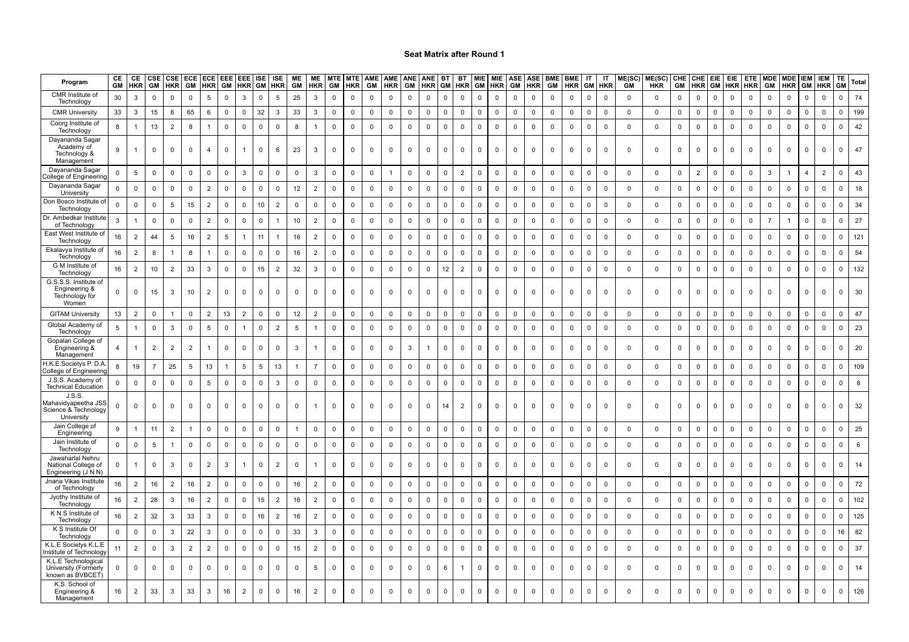# Seat Matrix after Round 1

| Program | CE GM | CE HKR | CSE GM | CSE HKR | ECE GM | ECE HKR | EEE GM | EEE HKR | ISE GM | ISE HKR | ME GM | ME HKR | MTE GM | MTE HKR | AME GM | AME HKR | ANE GM | ANE HKR | BT GM | BT HKR | MIE GM | MIE HKR | ASE GM | ASE HKR | BME GM | BME HKR | IT GM | IT HKR | ME(SC) GM | ME(SC) HKR | CHE GM | CHE HKR | EIE GM | EIE HKR | ETE HKR | MDE GM | MDE HKR | IEM GM | IEM HKR | TE GM | Total |
|---|---|---|---|---|---|---|---|---|---|---|---|---|---|---|---|---|---|---|---|---|---|---|---|---|---|---|---|---|---|---|---|---|---|---|---|---|---|---|---|---|---|
| CMR Institute of Technology | 30 | 3 | 0 | 0 | 0 | 5 | 0 | 3 | 0 | 5 | 25 | 3 | 0 | 0 | 0 | 0 | 0 | 0 | 0 | 0 | 0 | 0 | 0 | 0 | 0 | 0 | 0 | 0 | 0 | 0 | 0 | 0 | 0 | 0 | 0 | 0 | 0 | 0 | 0 | 0 | 74 |
| CMR University | 33 | 3 | 15 | 6 | 65 | 6 | 0 | 0 | 32 | 3 | 33 | 3 | 0 | 0 | 0 | 0 | 0 | 0 | 0 | 0 | 0 | 0 | 0 | 0 | 0 | 0 | 0 | 0 | 0 | 0 | 0 | 0 | 0 | 0 | 0 | 0 | 0 | 0 | 0 | 0 | 199 |
| Coorg Institute of Technology | 8 | 1 | 13 | 2 | 8 | 1 | 0 | 0 | 0 | 0 | 8 | 1 | 0 | 0 | 0 | 0 | 0 | 0 | 0 | 0 | 0 | 0 | 0 | 0 | 0 | 0 | 0 | 0 | 0 | 0 | 0 | 0 | 0 | 0 | 0 | 0 | 0 | 0 | 0 | 0 | 42 |
| Dayananda Sagar Academy of Technology & Management | 9 | 1 | 0 | 0 | 0 | 4 | 0 | 1 | 0 | 6 | 23 | 3 | 0 | 0 | 0 | 0 | 0 | 0 | 0 | 0 | 0 | 0 | 0 | 0 | 0 | 0 | 0 | 0 | 0 | 0 | 0 | 0 | 0 | 0 | 0 | 0 | 0 | 0 | 0 | 0 | 47 |
| Dayananda Sagar College of Engineering | 0 | 5 | 0 | 0 | 0 | 0 | 0 | 3 | 0 | 0 | 0 | 3 | 0 | 0 | 0 | 1 | 0 | 0 | 0 | 2 | 0 | 0 | 0 | 0 | 0 | 0 | 0 | 0 | 0 | 0 | 0 | 2 | 0 | 0 | 0 | 3 | 1 | 4 | 2 | 0 | 43 |
| Dayananda Sagar University | 0 | 0 | 0 | 0 | 0 | 2 | 0 | 0 | 0 | 0 | 12 | 2 | 0 | 0 | 0 | 0 | 0 | 0 | 0 | 0 | 0 | 0 | 0 | 0 | 0 | 0 | 0 | 0 | 0 | 0 | 0 | 0 | 0 | 0 | 0 | 0 | 0 | 0 | 0 | 0 | 18 |
| Don Bosco Institute of Technology | 0 | 0 | 0 | 5 | 15 | 2 | 0 | 0 | 10 | 2 | 0 | 0 | 0 | 0 | 0 | 0 | 0 | 0 | 0 | 0 | 0 | 0 | 0 | 0 | 0 | 0 | 0 | 0 | 0 | 0 | 0 | 0 | 0 | 0 | 0 | 0 | 0 | 0 | 0 | 0 | 34 |
| Dr. Ambedkar Institute of Technology | 3 | 1 | 0 | 0 | 0 | 2 | 0 | 0 | 0 | 1 | 10 | 2 | 0 | 0 | 0 | 0 | 0 | 0 | 0 | 0 | 0 | 0 | 0 | 0 | 0 | 0 | 0 | 0 | 0 | 0 | 0 | 0 | 0 | 0 | 0 | 7 | 1 | 0 | 0 | 0 | 27 |
| East West Institute of Technology | 16 | 2 | 44 | 5 | 16 | 2 | 5 | 1 | 11 | 1 | 16 | 2 | 0 | 0 | 0 | 0 | 0 | 0 | 0 | 0 | 0 | 0 | 0 | 0 | 0 | 0 | 0 | 0 | 0 | 0 | 0 | 0 | 0 | 0 | 0 | 0 | 0 | 0 | 0 | 0 | 121 |
| Ekalavya Institute of Technology | 16 | 2 | 8 | 1 | 8 | 1 | 0 | 0 | 0 | 0 | 16 | 2 | 0 | 0 | 0 | 0 | 0 | 0 | 0 | 0 | 0 | 0 | 0 | 0 | 0 | 0 | 0 | 0 | 0 | 0 | 0 | 0 | 0 | 0 | 0 | 0 | 0 | 0 | 0 | 0 | 54 |
| G M Institute of Technology | 16 | 2 | 10 | 2 | 33 | 3 | 0 | 0 | 15 | 2 | 32 | 3 | 0 | 0 | 0 | 0 | 0 | 0 | 12 | 2 | 0 | 0 | 0 | 0 | 0 | 0 | 0 | 0 | 0 | 0 | 0 | 0 | 0 | 0 | 0 | 0 | 0 | 0 | 0 | 0 | 132 |
| G.S.S.S. Institute of Engineering & Technology for Women | 0 | 0 | 15 | 3 | 10 | 2 | 0 | 0 | 0 | 0 | 0 | 0 | 0 | 0 | 0 | 0 | 0 | 0 | 0 | 0 | 0 | 0 | 0 | 0 | 0 | 0 | 0 | 0 | 0 | 0 | 0 | 0 | 0 | 0 | 0 | 0 | 0 | 0 | 0 | 0 | 30 |
| GITAM University | 13 | 2 | 0 | 1 | 0 | 2 | 13 | 2 | 0 | 0 | 12 | 2 | 0 | 0 | 0 | 0 | 0 | 0 | 0 | 0 | 0 | 0 | 0 | 0 | 0 | 0 | 0 | 0 | 0 | 0 | 0 | 0 | 0 | 0 | 0 | 0 | 0 | 0 | 0 | 0 | 47 |
| Global Academy of Technology | 5 | 1 | 0 | 3 | 0 | 5 | 0 | 1 | 0 | 2 | 5 | 1 | 0 | 0 | 0 | 0 | 0 | 0 | 0 | 0 | 0 | 0 | 0 | 0 | 0 | 0 | 0 | 0 | 0 | 0 | 0 | 0 | 0 | 0 | 0 | 0 | 0 | 0 | 0 | 0 | 23 |
| Gopalan College of Engineering & Management | 4 | 1 | 2 | 2 | 2 | 1 | 0 | 0 | 0 | 0 | 3 | 1 | 0 | 0 | 0 | 0 | 3 | 1 | 0 | 0 | 0 | 0 | 0 | 0 | 0 | 0 | 0 | 0 | 0 | 0 | 0 | 0 | 0 | 0 | 0 | 0 | 0 | 0 | 0 | 0 | 20 |
| H.K.E.Societys P. D.A. College of Engineering | 8 | 19 | 7 | 25 | 5 | 13 | 1 | 5 | 5 | 13 | 1 | 7 | 0 | 0 | 0 | 0 | 0 | 0 | 0 | 0 | 0 | 0 | 0 | 0 | 0 | 0 | 0 | 0 | 0 | 0 | 0 | 0 | 0 | 0 | 0 | 0 | 0 | 0 | 0 | 0 | 109 |
| J.S.S. Academy of Technical Education | 0 | 0 | 0 | 0 | 0 | 5 | 0 | 0 | 0 | 3 | 0 | 0 | 0 | 0 | 0 | 0 | 0 | 0 | 0 | 0 | 0 | 0 | 0 | 0 | 0 | 0 | 0 | 0 | 0 | 0 | 0 | 0 | 0 | 0 | 0 | 0 | 0 | 0 | 0 | 0 | 8 |
| J.S.S. Mahavidyapeetha JSS Science & Technology University | 0 | 0 | 0 | 0 | 0 | 0 | 0 | 0 | 0 | 0 | 0 | 1 | 0 | 0 | 0 | 0 | 0 | 0 | 14 | 2 | 0 | 0 | 0 | 0 | 0 | 0 | 0 | 0 | 0 | 0 | 0 | 0 | 0 | 0 | 0 | 0 | 0 | 0 | 0 | 0 | 32 |
| Jain College of Engineering | 9 | 1 | 11 | 2 | 1 | 0 | 0 | 0 | 0 | 0 | 1 | 0 | 0 | 0 | 0 | 0 | 0 | 0 | 0 | 0 | 0 | 0 | 0 | 0 | 0 | 0 | 0 | 0 | 0 | 0 | 0 | 0 | 0 | 0 | 0 | 0 | 0 | 0 | 0 | 0 | 25 |
| Jain Institute of Technology | 0 | 0 | 5 | 1 | 0 | 0 | 0 | 0 | 0 | 0 | 0 | 0 | 0 | 0 | 0 | 0 | 0 | 0 | 0 | 0 | 0 | 0 | 0 | 0 | 0 | 0 | 0 | 0 | 0 | 0 | 0 | 0 | 0 | 0 | 0 | 0 | 0 | 0 | 0 | 0 | 6 |
| Jawaharlal Nehru National College of Engineering (J N N) | 0 | 1 | 0 | 3 | 0 | 2 | 3 | 1 | 0 | 2 | 0 | 1 | 0 | 0 | 0 | 0 | 0 | 0 | 0 | 0 | 0 | 0 | 0 | 0 | 0 | 0 | 0 | 0 | 0 | 0 | 0 | 0 | 0 | 0 | 0 | 0 | 0 | 0 | 0 | 0 | 14 |
| Jnana Vikas Institute of Technology | 16 | 2 | 16 | 2 | 16 | 2 | 0 | 0 | 0 | 0 | 16 | 2 | 0 | 0 | 0 | 0 | 0 | 0 | 0 | 0 | 0 | 0 | 0 | 0 | 0 | 0 | 0 | 0 | 0 | 0 | 0 | 0 | 0 | 0 | 0 | 0 | 0 | 0 | 0 | 0 | 72 |
| Jyothy Institute of Technology | 16 | 2 | 28 | 3 | 16 | 2 | 0 | 0 | 15 | 2 | 16 | 2 | 0 | 0 | 0 | 0 | 0 | 0 | 0 | 0 | 0 | 0 | 0 | 0 | 0 | 0 | 0 | 0 | 0 | 0 | 0 | 0 | 0 | 0 | 0 | 0 | 0 | 0 | 0 | 0 | 102 |
| K N S Institute of Technology | 16 | 2 | 32 | 3 | 33 | 3 | 0 | 0 | 16 | 2 | 16 | 2 | 0 | 0 | 0 | 0 | 0 | 0 | 0 | 0 | 0 | 0 | 0 | 0 | 0 | 0 | 0 | 0 | 0 | 0 | 0 | 0 | 0 | 0 | 0 | 0 | 0 | 0 | 0 | 0 | 125 |
| K S Institute Of Technology | 0 | 0 | 0 | 3 | 22 | 3 | 0 | 0 | 0 | 0 | 33 | 3 | 0 | 0 | 0 | 0 | 0 | 0 | 0 | 0 | 0 | 0 | 0 | 0 | 0 | 0 | 0 | 0 | 0 | 0 | 0 | 0 | 0 | 0 | 0 | 0 | 0 | 0 | 0 | 16 | 82 |
| K.L.E Societys K.L.E Institute of Technology | 11 | 2 | 0 | 3 | 2 | 2 | 0 | 0 | 0 | 0 | 15 | 2 | 0 | 0 | 0 | 0 | 0 | 0 | 0 | 0 | 0 | 0 | 0 | 0 | 0 | 0 | 0 | 0 | 0 | 0 | 0 | 0 | 0 | 0 | 0 | 0 | 0 | 0 | 0 | 0 | 37 |
| K.L.E Technological University (Formerly known as BVBCET) | 0 | 0 | 0 | 0 | 0 | 0 | 0 | 0 | 0 | 0 | 0 | 5 | 0 | 0 | 0 | 0 | 0 | 0 | 6 | 1 | 0 | 0 | 0 | 0 | 0 | 0 | 0 | 0 | 0 | 0 | 0 | 0 | 0 | 0 | 0 | 0 | 0 | 0 | 0 | 0 | 14 |
| K.S. School of Engineering & Management | 16 | 2 | 33 | 3 | 33 | 3 | 16 | 2 | 0 | 0 | 16 | 2 | 0 | 0 | 0 | 0 | 0 | 0 | 0 | 0 | 0 | 0 | 0 | 0 | 0 | 0 | 0 | 0 | 0 | 0 | 0 | 0 | 0 | 0 | 0 | 0 | 0 | 0 | 0 | 0 | 126 |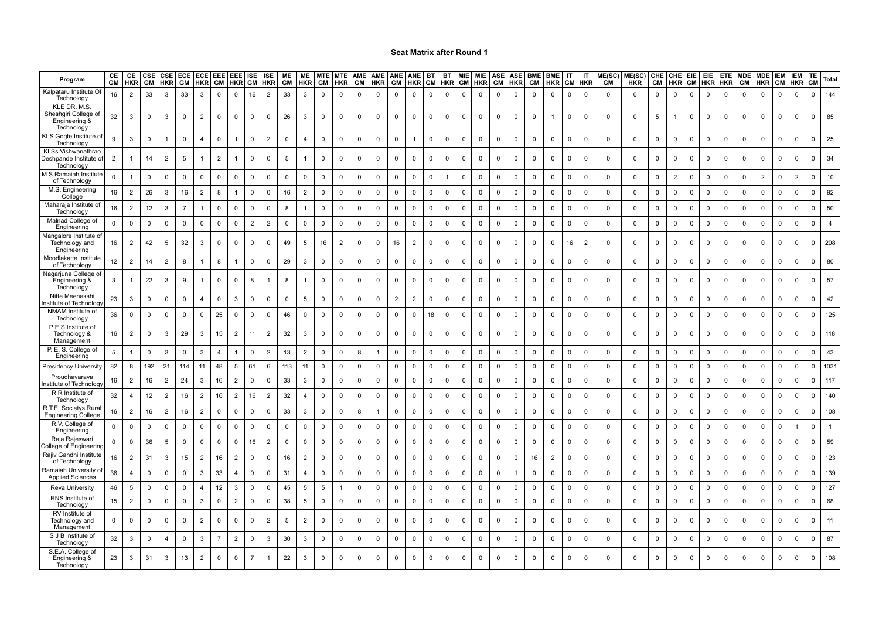## Seat Matrix after Round 1

| Program | CE GM | CE HKR | CSE GM | CSE HKR | ECE GM | ECE HKR | EEE GM | EEE HKR | ISE GM | ISE HKR | ME GM | ME HKR | MTE GM | MTE HKR | AME GM | AME HKR | ANE GM | ANE HKR | BT GM | BT HKR | MIE GM | MIE HKR | ASE GM | ASE HKR | BME GM | BME HKR | IT GM | IT HKR | ME(SC) GM | ME(SC) HKR | CHE GM | CHE HKR | EIE GM | EIE HKR | ETE HKR | MDE GM | MDE HKR | IEM GM | IEM HKR | TE GM | Total |
|---|---|---|---|---|---|---|---|---|---|---|---|---|---|---|---|---|---|---|---|---|---|---|---|---|---|---|---|---|---|---|---|---|---|---|---|---|---|---|---|---|---|
| Kalpataru Institute Of Technology | 16 | 2 | 33 | 3 | 33 | 3 | 0 | 0 | 16 | 2 | 33 | 3 | 0 | 0 | 0 | 0 | 0 | 0 | 0 | 0 | 0 | 0 | 0 | 0 | 0 | 0 | 0 | 0 | 0 | 0 | 0 | 0 | 0 | 0 | 0 | 0 | 0 | 0 | 0 | 0 | 144 |
| KLE DR. M.S. Sheshgiri College of Engineering & Technology | 32 | 3 | 0 | 3 | 0 | 2 | 0 | 0 | 0 | 0 | 26 | 3 | 0 | 0 | 0 | 0 | 0 | 0 | 0 | 0 | 0 | 0 | 0 | 0 | 9 | 1 | 0 | 0 | 0 | 0 | 5 | 1 | 0 | 0 | 0 | 0 | 0 | 0 | 0 | 0 | 85 |
| KLS Gogte Institute of Technology | 9 | 3 | 0 | 1 | 0 | 4 | 0 | 1 | 0 | 2 | 0 | 4 | 0 | 0 | 0 | 0 | 0 | 1 | 0 | 0 | 0 | 0 | 0 | 0 | 0 | 0 | 0 | 0 | 0 | 0 | 0 | 0 | 0 | 0 | 0 | 0 | 0 | 0 | 0 | 0 | 25 |
| KLSs Vishwanathrao Deshpande Institute of Technology | 2 | 1 | 14 | 2 | 5 | 1 | 2 | 1 | 0 | 0 | 5 | 1 | 0 | 0 | 0 | 0 | 0 | 0 | 0 | 0 | 0 | 0 | 0 | 0 | 0 | 0 | 0 | 0 | 0 | 0 | 0 | 0 | 0 | 0 | 0 | 0 | 0 | 0 | 0 | 0 | 34 |
| M S Ramaiah Institute of Technology | 0 | 1 | 0 | 0 | 0 | 0 | 0 | 0 | 0 | 0 | 0 | 0 | 0 | 0 | 0 | 0 | 0 | 0 | 0 | 1 | 0 | 0 | 0 | 0 | 0 | 0 | 0 | 0 | 0 | 0 | 0 | 2 | 0 | 0 | 0 | 0 | 2 | 0 | 2 | 0 | 10 |
| M.S. Engineering College | 16 | 2 | 26 | 3 | 16 | 2 | 8 | 1 | 0 | 0 | 16 | 2 | 0 | 0 | 0 | 0 | 0 | 0 | 0 | 0 | 0 | 0 | 0 | 0 | 0 | 0 | 0 | 0 | 0 | 0 | 0 | 0 | 0 | 0 | 0 | 0 | 0 | 0 | 0 | 0 | 92 |
| Maharaja Institute of Technology | 16 | 2 | 12 | 3 | 7 | 1 | 0 | 0 | 0 | 0 | 8 | 1 | 0 | 0 | 0 | 0 | 0 | 0 | 0 | 0 | 0 | 0 | 0 | 0 | 0 | 0 | 0 | 0 | 0 | 0 | 0 | 0 | 0 | 0 | 0 | 0 | 0 | 0 | 0 | 0 | 50 |
| Malnad College of Engineering | 0 | 0 | 0 | 0 | 0 | 0 | 0 | 0 | 2 | 2 | 0 | 0 | 0 | 0 | 0 | 0 | 0 | 0 | 0 | 0 | 0 | 0 | 0 | 0 | 0 | 0 | 0 | 0 | 0 | 0 | 0 | 0 | 0 | 0 | 0 | 0 | 0 | 0 | 0 | 0 | 4 |
| Mangalore Institute of Technology and Engineering | 16 | 2 | 42 | 5 | 32 | 3 | 0 | 0 | 0 | 0 | 49 | 5 | 16 | 2 | 0 | 0 | 16 | 2 | 0 | 0 | 0 | 0 | 0 | 0 | 0 | 0 | 16 | 2 | 0 | 0 | 0 | 0 | 0 | 0 | 0 | 0 | 0 | 0 | 0 | 0 | 208 |
| Moodlakatte Institute of Technology | 12 | 2 | 14 | 2 | 8 | 1 | 8 | 1 | 0 | 0 | 29 | 3 | 0 | 0 | 0 | 0 | 0 | 0 | 0 | 0 | 0 | 0 | 0 | 0 | 0 | 0 | 0 | 0 | 0 | 0 | 0 | 0 | 0 | 0 | 0 | 0 | 0 | 0 | 0 | 0 | 80 |
| Nagarjuna College of Engineering & Technology | 3 | 1 | 22 | 3 | 9 | 1 | 0 | 0 | 8 | 1 | 8 | 1 | 0 | 0 | 0 | 0 | 0 | 0 | 0 | 0 | 0 | 0 | 0 | 0 | 0 | 0 | 0 | 0 | 0 | 0 | 0 | 0 | 0 | 0 | 0 | 0 | 0 | 0 | 0 | 0 | 57 |
| Nitte Meenakshi Institute of Technology | 23 | 3 | 0 | 0 | 0 | 4 | 0 | 3 | 0 | 0 | 0 | 5 | 0 | 0 | 0 | 0 | 2 | 2 | 0 | 0 | 0 | 0 | 0 | 0 | 0 | 0 | 0 | 0 | 0 | 0 | 0 | 0 | 0 | 0 | 0 | 0 | 0 | 0 | 0 | 0 | 42 |
| NMAM Institute of Technology | 36 | 0 | 0 | 0 | 0 | 0 | 25 | 0 | 0 | 0 | 46 | 0 | 0 | 0 | 0 | 0 | 0 | 0 | 18 | 0 | 0 | 0 | 0 | 0 | 0 | 0 | 0 | 0 | 0 | 0 | 0 | 0 | 0 | 0 | 0 | 0 | 0 | 0 | 0 | 0 | 125 |
| P E S Institute of Technology & Management | 16 | 2 | 0 | 3 | 29 | 3 | 15 | 2 | 11 | 2 | 32 | 3 | 0 | 0 | 0 | 0 | 0 | 0 | 0 | 0 | 0 | 0 | 0 | 0 | 0 | 0 | 0 | 0 | 0 | 0 | 0 | 0 | 0 | 0 | 0 | 0 | 0 | 0 | 0 | 0 | 118 |
| P. E. S. College of Engineering | 5 | 1 | 0 | 3 | 0 | 3 | 4 | 1 | 0 | 2 | 13 | 2 | 0 | 0 | 8 | 1 | 0 | 0 | 0 | 0 | 0 | 0 | 0 | 0 | 0 | 0 | 0 | 0 | 0 | 0 | 0 | 0 | 0 | 0 | 0 | 0 | 0 | 0 | 0 | 0 | 43 |
| Presidency University | 82 | 8 | 192 | 21 | 114 | 11 | 48 | 5 | 61 | 6 | 113 | 11 | 0 | 0 | 0 | 0 | 0 | 0 | 0 | 0 | 0 | 0 | 0 | 0 | 0 | 0 | 0 | 0 | 0 | 0 | 0 | 0 | 0 | 0 | 0 | 0 | 0 | 0 | 0 | 0 | 1031 |
| Proudhavaraya Institute of Technology | 16 | 2 | 16 | 2 | 24 | 3 | 16 | 2 | 0 | 0 | 33 | 3 | 0 | 0 | 0 | 0 | 0 | 0 | 0 | 0 | 0 | 0 | 0 | 0 | 0 | 0 | 0 | 0 | 0 | 0 | 0 | 0 | 0 | 0 | 0 | 0 | 0 | 0 | 0 | 0 | 117 |
| R R Institute of Technology | 32 | 4 | 12 | 2 | 16 | 2 | 16 | 2 | 16 | 2 | 32 | 4 | 0 | 0 | 0 | 0 | 0 | 0 | 0 | 0 | 0 | 0 | 0 | 0 | 0 | 0 | 0 | 0 | 0 | 0 | 0 | 0 | 0 | 0 | 0 | 0 | 0 | 0 | 0 | 0 | 140 |
| R.T.E. Societys Rural Engineering College | 16 | 2 | 16 | 2 | 16 | 2 | 0 | 0 | 0 | 0 | 33 | 3 | 0 | 0 | 8 | 1 | 0 | 0 | 0 | 0 | 0 | 0 | 0 | 0 | 0 | 0 | 0 | 0 | 0 | 0 | 0 | 0 | 0 | 0 | 0 | 0 | 0 | 0 | 0 | 0 | 108 |
| R.V. College of Engineering | 0 | 0 | 0 | 0 | 0 | 0 | 0 | 0 | 0 | 0 | 0 | 0 | 0 | 0 | 0 | 0 | 0 | 0 | 0 | 0 | 0 | 0 | 0 | 0 | 0 | 0 | 0 | 0 | 0 | 0 | 0 | 0 | 0 | 0 | 0 | 0 | 0 | 0 | 1 | 0 | 1 |
| Raja Rajeswari College of Engineering | 0 | 0 | 36 | 5 | 0 | 0 | 0 | 0 | 16 | 2 | 0 | 0 | 0 | 0 | 0 | 0 | 0 | 0 | 0 | 0 | 0 | 0 | 0 | 0 | 0 | 0 | 0 | 0 | 0 | 0 | 0 | 0 | 0 | 0 | 0 | 0 | 0 | 0 | 0 | 0 | 59 |
| Rajiv Gandhi Institute of Technology | 16 | 2 | 31 | 3 | 15 | 2 | 16 | 2 | 0 | 0 | 16 | 2 | 0 | 0 | 0 | 0 | 0 | 0 | 0 | 0 | 0 | 0 | 0 | 0 | 16 | 2 | 0 | 0 | 0 | 0 | 0 | 0 | 0 | 0 | 0 | 0 | 0 | 0 | 0 | 0 | 123 |
| Ramaiah University of Applied Sciences | 36 | 4 | 0 | 0 | 0 | 3 | 33 | 4 | 0 | 0 | 31 | 4 | 0 | 0 | 0 | 0 | 0 | 0 | 0 | 0 | 0 | 0 | 0 | 1 | 0 | 0 | 0 | 0 | 0 | 0 | 0 | 0 | 0 | 0 | 0 | 0 | 0 | 0 | 0 | 0 | 139 |
| Reva University | 46 | 5 | 0 | 0 | 0 | 4 | 12 | 3 | 0 | 0 | 45 | 5 | 5 | 1 | 0 | 0 | 0 | 0 | 0 | 0 | 0 | 0 | 0 | 0 | 0 | 0 | 0 | 0 | 0 | 0 | 0 | 0 | 0 | 0 | 0 | 0 | 0 | 0 | 0 | 0 | 127 |
| RNS Institute of Technology | 15 | 2 | 0 | 0 | 0 | 3 | 0 | 2 | 0 | 0 | 38 | 5 | 0 | 0 | 0 | 0 | 0 | 0 | 0 | 0 | 0 | 0 | 0 | 0 | 0 | 0 | 0 | 0 | 0 | 0 | 0 | 0 | 0 | 0 | 0 | 0 | 0 | 0 | 0 | 0 | 68 |
| RV Institute of Technology and Management | 0 | 0 | 0 | 0 | 0 | 2 | 0 | 0 | 0 | 2 | 5 | 2 | 0 | 0 | 0 | 0 | 0 | 0 | 0 | 0 | 0 | 0 | 0 | 0 | 0 | 0 | 0 | 0 | 0 | 0 | 0 | 0 | 0 | 0 | 0 | 0 | 0 | 0 | 0 | 0 | 11 |
| S J B Institute of Technology | 32 | 3 | 0 | 4 | 0 | 3 | 7 | 2 | 0 | 3 | 30 | 3 | 0 | 0 | 0 | 0 | 0 | 0 | 0 | 0 | 0 | 0 | 0 | 0 | 0 | 0 | 0 | 0 | 0 | 0 | 0 | 0 | 0 | 0 | 0 | 0 | 0 | 0 | 0 | 0 | 87 |
| S.E.A. College of Engineering & Technology | 23 | 3 | 31 | 3 | 13 | 2 | 0 | 0 | 7 | 1 | 22 | 3 | 0 | 0 | 0 | 0 | 0 | 0 | 0 | 0 | 0 | 0 | 0 | 0 | 0 | 0 | 0 | 0 | 0 | 0 | 0 | 0 | 0 | 0 | 0 | 0 | 0 | 0 | 0 | 0 | 108 |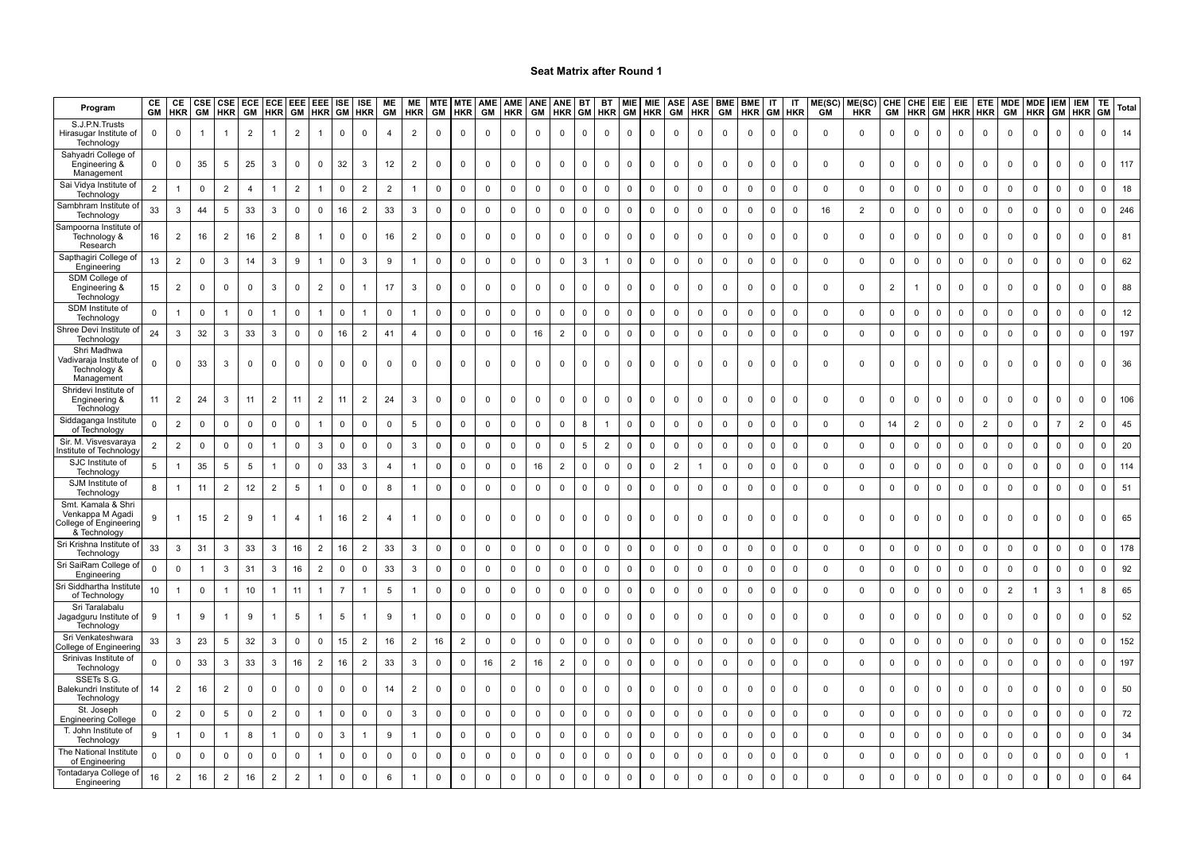## Seat Matrix after Round 1

| Program | CE GM | CE HKR | CSE GM | CSE HKR | ECE GM | ECE HKR | EEE GM | EEE HKR | ISE GM | ISE HKR | ME GM | ME HKR | MTE GM | MTE HKR | AME GM | AME HKR | ANE GM | ANE HKR | BT GM | BT HKR | MIE GM | MIE HKR | ASE GM | ASE HKR | BME GM | BME HKR | IT GM | IT HKR | ME(SC) GM | ME(SC) HKR | CHE GM | CHE HKR | EIE GM | EIE HKR | ETE HKR | MDE GM | MDE HKR | IEM GM | IEM HKR | TE GM | Total |
|---|---|---|---|---|---|---|---|---|---|---|---|---|---|---|---|---|---|---|---|---|---|---|---|---|---|---|---|---|---|---|---|---|---|---|---|---|---|---|---|---|---|
| S.J.P.N.Trusts Hirasugar Institute of Technology | 0 | 0 | 1 | 1 | 2 | 1 | 2 | 1 | 0 | 0 | 4 | 2 | 0 | 0 | 0 | 0 | 0 | 0 | 0 | 0 | 0 | 0 | 0 | 0 | 0 | 0 | 0 | 0 | 0 | 0 | 0 | 0 | 0 | 0 | 0 | 0 | 0 | 0 | 0 | 0 | 14 |
| Sahyadri College of Engineering & Management | 0 | 0 | 35 | 5 | 25 | 3 | 0 | 0 | 32 | 3 | 12 | 2 | 0 | 0 | 0 | 0 | 0 | 0 | 0 | 0 | 0 | 0 | 0 | 0 | 0 | 0 | 0 | 0 | 0 | 0 | 0 | 0 | 0 | 0 | 0 | 0 | 0 | 0 | 0 | 0 | 117 |
| Sai Vidya Institute of Technology | 2 | 1 | 0 | 2 | 4 | 1 | 2 | 1 | 0 | 2 | 2 | 1 | 0 | 0 | 0 | 0 | 0 | 0 | 0 | 0 | 0 | 0 | 0 | 0 | 0 | 0 | 0 | 0 | 0 | 0 | 0 | 0 | 0 | 0 | 0 | 0 | 0 | 0 | 0 | 0 | 18 |
| Sambhram Institute of Technology | 33 | 3 | 44 | 5 | 33 | 3 | 0 | 0 | 16 | 2 | 33 | 3 | 0 | 0 | 0 | 0 | 0 | 0 | 0 | 0 | 0 | 0 | 0 | 0 | 0 | 0 | 0 | 0 | 16 | 2 | 0 | 0 | 0 | 0 | 0 | 0 | 0 | 0 | 0 | 0 | 246 |
| Sampoorna Institute of Technology & Research | 16 | 2 | 16 | 2 | 16 | 2 | 8 | 1 | 0 | 0 | 16 | 2 | 0 | 0 | 0 | 0 | 0 | 0 | 0 | 0 | 0 | 0 | 0 | 0 | 0 | 0 | 0 | 0 | 0 | 0 | 0 | 0 | 0 | 0 | 0 | 0 | 0 | 0 | 0 | 0 | 81 |
| Sapthagiri College of Engineering | 13 | 2 | 0 | 3 | 14 | 3 | 9 | 1 | 0 | 3 | 9 | 1 | 0 | 0 | 0 | 0 | 0 | 0 | 3 | 1 | 0 | 0 | 0 | 0 | 0 | 0 | 0 | 0 | 0 | 0 | 0 | 0 | 0 | 0 | 0 | 0 | 0 | 0 | 0 | 0 | 62 |
| SDM College of Engineering & Technology | 15 | 2 | 0 | 0 | 0 | 3 | 0 | 2 | 0 | 1 | 17 | 3 | 0 | 0 | 0 | 0 | 0 | 0 | 0 | 0 | 0 | 0 | 0 | 0 | 0 | 0 | 0 | 0 | 0 | 0 | 2 | 1 | 0 | 0 | 0 | 0 | 0 | 0 | 0 | 0 | 88 |
| SDM Institute of Technology | 0 | 1 | 0 | 1 | 0 | 1 | 0 | 1 | 0 | 1 | 0 | 1 | 0 | 0 | 0 | 0 | 0 | 0 | 0 | 0 | 0 | 0 | 0 | 0 | 0 | 0 | 0 | 0 | 0 | 0 | 0 | 0 | 0 | 0 | 0 | 0 | 0 | 0 | 0 | 0 | 12 |
| Shree Devi Institute of Technology | 24 | 3 | 32 | 3 | 33 | 3 | 0 | 0 | 16 | 2 | 41 | 4 | 0 | 0 | 0 | 0 | 16 | 2 | 0 | 0 | 0 | 0 | 0 | 0 | 0 | 0 | 0 | 0 | 0 | 0 | 0 | 0 | 0 | 0 | 0 | 0 | 0 | 0 | 0 | 0 | 197 |
| Shri Madhwa Vadivaraja Institute of Technology & Management | 0 | 0 | 33 | 3 | 0 | 0 | 0 | 0 | 0 | 0 | 0 | 0 | 0 | 0 | 0 | 0 | 0 | 0 | 0 | 0 | 0 | 0 | 0 | 0 | 0 | 0 | 0 | 0 | 0 | 0 | 0 | 0 | 0 | 0 | 0 | 0 | 0 | 0 | 0 | 0 | 36 |
| Shridevi Institute of Engineering & Technology | 11 | 2 | 24 | 3 | 11 | 2 | 11 | 2 | 11 | 2 | 24 | 3 | 0 | 0 | 0 | 0 | 0 | 0 | 0 | 0 | 0 | 0 | 0 | 0 | 0 | 0 | 0 | 0 | 0 | 0 | 0 | 0 | 0 | 0 | 0 | 0 | 0 | 0 | 0 | 0 | 106 |
| Siddaganga Institute of Technology | 0 | 2 | 0 | 0 | 0 | 0 | 0 | 1 | 0 | 0 | 0 | 5 | 0 | 0 | 0 | 0 | 0 | 0 | 8 | 1 | 0 | 0 | 0 | 0 | 0 | 0 | 0 | 0 | 0 | 0 | 14 | 2 | 0 | 0 | 2 | 0 | 0 | 7 | 2 | 0 | 45 |
| Sir. M. Visvesvaraya Institute of Technology | 2 | 2 | 0 | 0 | 0 | 1 | 0 | 3 | 0 | 0 | 0 | 3 | 0 | 0 | 0 | 0 | 0 | 0 | 5 | 2 | 0 | 0 | 0 | 0 | 0 | 0 | 0 | 0 | 0 | 0 | 0 | 0 | 0 | 0 | 0 | 0 | 0 | 0 | 0 | 0 | 20 |
| SJC Institute of Technology | 5 | 1 | 35 | 5 | 5 | 1 | 0 | 0 | 33 | 3 | 4 | 1 | 0 | 0 | 0 | 0 | 16 | 2 | 0 | 0 | 0 | 0 | 2 | 1 | 0 | 0 | 0 | 0 | 0 | 0 | 0 | 0 | 0 | 0 | 0 | 0 | 0 | 0 | 0 | 0 | 114 |
| SJM Institute of Technology | 8 | 1 | 11 | 2 | 12 | 2 | 5 | 1 | 0 | 0 | 8 | 1 | 0 | 0 | 0 | 0 | 0 | 0 | 0 | 0 | 0 | 0 | 0 | 0 | 0 | 0 | 0 | 0 | 0 | 0 | 0 | 0 | 0 | 0 | 0 | 0 | 0 | 0 | 0 | 0 | 51 |
| Smt. Kamala & Shri Venkappa M Agadi College of Engineering & Technology | 9 | 1 | 15 | 2 | 9 | 1 | 4 | 1 | 16 | 2 | 4 | 1 | 0 | 0 | 0 | 0 | 0 | 0 | 0 | 0 | 0 | 0 | 0 | 0 | 0 | 0 | 0 | 0 | 0 | 0 | 0 | 0 | 0 | 0 | 0 | 0 | 0 | 0 | 0 | 0 | 65 |
| Sri Krishna Institute of Technology | 33 | 3 | 31 | 3 | 33 | 3 | 16 | 2 | 16 | 2 | 33 | 3 | 0 | 0 | 0 | 0 | 0 | 0 | 0 | 0 | 0 | 0 | 0 | 0 | 0 | 0 | 0 | 0 | 0 | 0 | 0 | 0 | 0 | 0 | 0 | 0 | 0 | 0 | 0 | 0 | 178 |
| Sri SaiRam College of Engineering | 0 | 0 | 1 | 3 | 31 | 3 | 16 | 2 | 0 | 0 | 33 | 3 | 0 | 0 | 0 | 0 | 0 | 0 | 0 | 0 | 0 | 0 | 0 | 0 | 0 | 0 | 0 | 0 | 0 | 0 | 0 | 0 | 0 | 0 | 0 | 0 | 0 | 0 | 0 | 0 | 92 |
| Sri Siddhartha Institute of Technology | 10 | 1 | 0 | 1 | 10 | 1 | 11 | 1 | 7 | 1 | 5 | 1 | 0 | 0 | 0 | 0 | 0 | 0 | 0 | 0 | 0 | 0 | 0 | 0 | 0 | 0 | 0 | 0 | 0 | 0 | 0 | 0 | 0 | 0 | 0 | 2 | 1 | 3 | 1 | 8 | 65 |
| Sri Taralabalu Jagadguru Institute of Technology | 9 | 1 | 9 | 1 | 9 | 1 | 5 | 1 | 5 | 1 | 9 | 1 | 0 | 0 | 0 | 0 | 0 | 0 | 0 | 0 | 0 | 0 | 0 | 0 | 0 | 0 | 0 | 0 | 0 | 0 | 0 | 0 | 0 | 0 | 0 | 0 | 0 | 0 | 0 | 0 | 52 |
| Sri Venkateshwara College of Engineering | 33 | 3 | 23 | 5 | 32 | 3 | 0 | 0 | 15 | 2 | 16 | 2 | 16 | 2 | 0 | 0 | 0 | 0 | 0 | 0 | 0 | 0 | 0 | 0 | 0 | 0 | 0 | 0 | 0 | 0 | 0 | 0 | 0 | 0 | 0 | 0 | 0 | 0 | 0 | 0 | 152 |
| Srinivas Institute of Technology | 0 | 0 | 33 | 3 | 33 | 3 | 16 | 2 | 16 | 2 | 33 | 3 | 0 | 0 | 16 | 2 | 16 | 2 | 0 | 0 | 0 | 0 | 0 | 0 | 0 | 0 | 0 | 0 | 0 | 0 | 0 | 0 | 0 | 0 | 0 | 0 | 0 | 0 | 0 | 0 | 197 |
| SSETs S.G. Balekundri Institute of Technology | 14 | 2 | 16 | 2 | 0 | 0 | 0 | 0 | 0 | 0 | 14 | 2 | 0 | 0 | 0 | 0 | 0 | 0 | 0 | 0 | 0 | 0 | 0 | 0 | 0 | 0 | 0 | 0 | 0 | 0 | 0 | 0 | 0 | 0 | 0 | 0 | 0 | 0 | 0 | 0 | 50 |
| St. Joseph Engineering College | 0 | 2 | 0 | 5 | 0 | 2 | 0 | 1 | 0 | 0 | 0 | 3 | 0 | 0 | 0 | 0 | 0 | 0 | 0 | 0 | 0 | 0 | 0 | 0 | 0 | 0 | 0 | 0 | 0 | 0 | 0 | 0 | 0 | 0 | 0 | 0 | 0 | 0 | 0 | 0 | 72 |
| T. John Institute of Technology | 9 | 1 | 0 | 1 | 8 | 1 | 0 | 0 | 3 | 1 | 9 | 1 | 0 | 0 | 0 | 0 | 0 | 0 | 0 | 0 | 0 | 0 | 0 | 0 | 0 | 0 | 0 | 0 | 0 | 0 | 0 | 0 | 0 | 0 | 0 | 0 | 0 | 0 | 0 | 0 | 34 |
| The National Institute of Engineering | 0 | 0 | 0 | 0 | 0 | 0 | 0 | 1 | 0 | 0 | 0 | 0 | 0 | 0 | 0 | 0 | 0 | 0 | 0 | 0 | 0 | 0 | 0 | 0 | 0 | 0 | 0 | 0 | 0 | 0 | 0 | 0 | 0 | 0 | 0 | 0 | 0 | 0 | 0 | 0 | 1 |
| Tontadarya College of Engineering | 16 | 2 | 16 | 2 | 16 | 2 | 2 | 1 | 0 | 0 | 6 | 1 | 0 | 0 | 0 | 0 | 0 | 0 | 0 | 0 | 0 | 0 | 0 | 0 | 0 | 0 | 0 | 0 | 0 | 0 | 0 | 0 | 0 | 0 | 0 | 0 | 0 | 0 | 0 | 0 | 64 |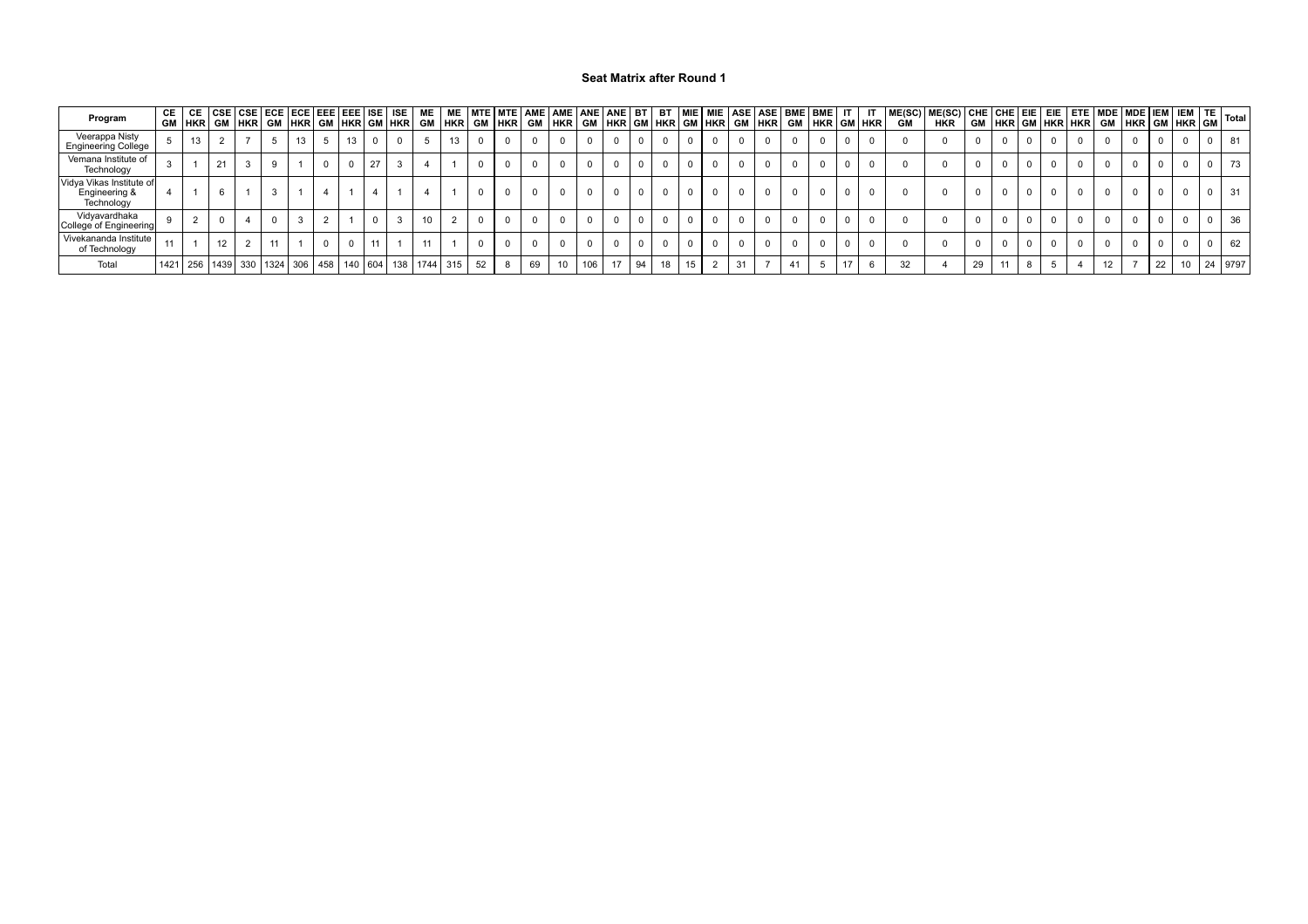# Seat Matrix after Round 1

| Program | CE GM | CE HKR | CSE GM | CSE HKR | ECE GM | ECE HKR | EEE GM | EEE HKR | ISE GM | ISE HKR | ME GM | ME HKR | MTE GM | MTE HKR | AME GM | AME HKR | ANE GM | ANE HKR | BT GM | BT HKR | MIE GM | MIE HKR | ASE GM | ASE HKR | BME GM | BME HKR | IT GM | IT HKR | ME(SC) GM | ME(SC) HKR | CHE GM | CHE HKR | EIE GM | EIE HKR | ETE HKR | MDE GM | MDE HKR | IEM GM | IEM HKR | TE GM | Total |
|---|---|---|---|---|---|---|---|---|---|---|---|---|---|---|---|---|---|---|---|---|---|---|---|---|---|---|---|---|---|---|---|---|---|---|---|---|---|---|---|---|---|
| Veerappa Nisty Engineering College | 5 | 13 | 2 | 7 | 5 | 13 | 5 | 13 | 0 | 0 | 5 | 13 | 0 | 0 | 0 | 0 | 0 | 0 | 0 | 0 | 0 | 0 | 0 | 0 | 0 | 0 | 0 | 0 | 0 | 0 | 0 | 0 | 0 | 0 | 0 | 0 | 0 | 0 | 0 | 0 | 81 |
| Vemana Institute of Technology | 3 | 1 | 21 | 3 | 9 | 1 | 0 | 0 | 27 | 3 | 4 | 1 | 0 | 0 | 0 | 0 | 0 | 0 | 0 | 0 | 0 | 0 | 0 | 0 | 0 | 0 | 0 | 0 | 0 | 0 | 0 | 0 | 0 | 0 | 0 | 0 | 0 | 0 | 0 | 0 | 73 |
| Vidya Vikas Institute of Engineering & Technology | 4 | 1 | 6 | 1 | 3 | 1 | 4 | 1 | 4 | 1 | 4 | 1 | 0 | 0 | 0 | 0 | 0 | 0 | 0 | 0 | 0 | 0 | 0 | 0 | 0 | 0 | 0 | 0 | 0 | 0 | 0 | 0 | 0 | 0 | 0 | 0 | 0 | 0 | 0 | 0 | 31 |
| Vidyavardhaka College of Engineering | 9 | 2 | 0 | 4 | 0 | 3 | 2 | 1 | 0 | 3 | 10 | 2 | 0 | 0 | 0 | 0 | 0 | 0 | 0 | 0 | 0 | 0 | 0 | 0 | 0 | 0 | 0 | 0 | 0 | 0 | 0 | 0 | 0 | 0 | 0 | 0 | 0 | 0 | 0 | 0 | 36 |
| Vivekananda Institute of Technology | 11 | 1 | 12 | 2 | 11 | 1 | 0 | 0 | 11 | 1 | 11 | 1 | 0 | 0 | 0 | 0 | 0 | 0 | 0 | 0 | 0 | 0 | 0 | 0 | 0 | 0 | 0 | 0 | 0 | 0 | 0 | 0 | 0 | 0 | 0 | 0 | 0 | 0 | 0 | 0 | 62 |
| Total | 1421 | 256 | 1439 | 330 | 1324 | 306 | 458 | 140 | 604 | 138 | 1744 | 315 | 52 | 8 | 69 | 10 | 106 | 17 | 94 | 18 | 15 | 2 | 31 | 7 | 41 | 5 | 17 | 6 | 32 | 4 | 29 | 11 | 8 | 5 | 4 | 12 | 7 | 22 | 10 | 24 | 9797 |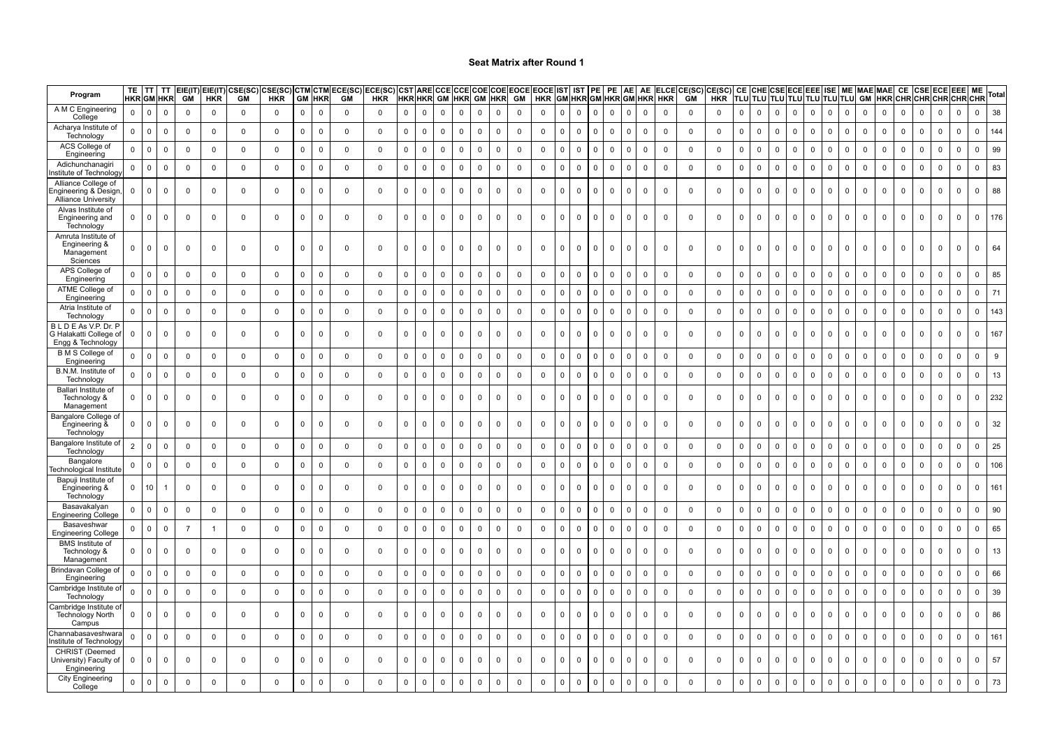# Seat Matrix after Round 1

| Program | TE HKR | TT GM | TT HKR | EIE(IT) GM | EIE(IT) HKR | CSE(SC) GM | CSE(SC) HKR | CTM GM | CTM HKR | ECE(SC) GM | ECE(SC) HKR | CST HKR | ARE HKR | CCE GM | CCE HKR | COE GM | COE HKR | EOCE GM | EOCE HKR | IST GM | IST HKR | PE GM | PE HKR | AE GM | AE HKR | ELCE HKR | CE(SC) GM | CE(SC) HKR | CE TLU | CHE TLU | CSE TLU | ECE TLU | EEE TLU | ISE TLU | ME TLU | MAE GM | MAE HKR | CE CHR | CSE CHR | ECE CHR | EEE CHR | ME CHR | Total |
|---|---|---|---|---|---|---|---|---|---|---|---|---|---|---|---|---|---|---|---|---|---|---|---|---|---|---|---|---|---|---|---|---|---|---|---|---|---|---|---|---|---|---|---|
| A M C Engineering College | 0 | 0 | 0 | 0 | 0 | 0 | 0 | 0 | 0 | 0 | 0 | 0 | 0 | 0 | 0 | 0 | 0 | 0 | 0 | 0 | 0 | 0 | 0 | 0 | 0 | 0 | 0 | 0 | 0 | 0 | 0 | 0 | 0 | 0 | 0 | 0 | 0 | 0 | 0 | 0 | 0 | 0 | 38 |
| Acharya Institute of Technology | 0 | 0 | 0 | 0 | 0 | 0 | 0 | 0 | 0 | 0 | 0 | 0 | 0 | 0 | 0 | 0 | 0 | 0 | 0 | 0 | 0 | 0 | 0 | 0 | 0 | 0 | 0 | 0 | 0 | 0 | 0 | 0 | 0 | 0 | 0 | 0 | 0 | 0 | 0 | 0 | 0 | 0 | 144 |
| ACS College of Engineering | 0 | 0 | 0 | 0 | 0 | 0 | 0 | 0 | 0 | 0 | 0 | 0 | 0 | 0 | 0 | 0 | 0 | 0 | 0 | 0 | 0 | 0 | 0 | 0 | 0 | 0 | 0 | 0 | 0 | 0 | 0 | 0 | 0 | 0 | 0 | 0 | 0 | 0 | 0 | 0 | 0 | 0 | 99 |
| Adichunchanagiri Institute of Technology | 0 | 0 | 0 | 0 | 0 | 0 | 0 | 0 | 0 | 0 | 0 | 0 | 0 | 0 | 0 | 0 | 0 | 0 | 0 | 0 | 0 | 0 | 0 | 0 | 0 | 0 | 0 | 0 | 0 | 0 | 0 | 0 | 0 | 0 | 0 | 0 | 0 | 0 | 0 | 0 | 0 | 0 | 83 |
| Alliance College of Engineering & Design, Alliance University | 0 | 0 | 0 | 0 | 0 | 0 | 0 | 0 | 0 | 0 | 0 | 0 | 0 | 0 | 0 | 0 | 0 | 0 | 0 | 0 | 0 | 0 | 0 | 0 | 0 | 0 | 0 | 0 | 0 | 0 | 0 | 0 | 0 | 0 | 0 | 0 | 0 | 0 | 0 | 0 | 0 | 0 | 88 |
| Alvas Institute of Engineering and Technology | 0 | 0 | 0 | 0 | 0 | 0 | 0 | 0 | 0 | 0 | 0 | 0 | 0 | 0 | 0 | 0 | 0 | 0 | 0 | 0 | 0 | 0 | 0 | 0 | 0 | 0 | 0 | 0 | 0 | 0 | 0 | 0 | 0 | 0 | 0 | 0 | 0 | 0 | 0 | 0 | 0 | 0 | 176 |
| Amruta Institute of Engineering & Management Sciences | 0 | 0 | 0 | 0 | 0 | 0 | 0 | 0 | 0 | 0 | 0 | 0 | 0 | 0 | 0 | 0 | 0 | 0 | 0 | 0 | 0 | 0 | 0 | 0 | 0 | 0 | 0 | 0 | 0 | 0 | 0 | 0 | 0 | 0 | 0 | 0 | 0 | 0 | 0 | 0 | 0 | 0 | 64 |
| APS College of Engineering | 0 | 0 | 0 | 0 | 0 | 0 | 0 | 0 | 0 | 0 | 0 | 0 | 0 | 0 | 0 | 0 | 0 | 0 | 0 | 0 | 0 | 0 | 0 | 0 | 0 | 0 | 0 | 0 | 0 | 0 | 0 | 0 | 0 | 0 | 0 | 0 | 0 | 0 | 0 | 0 | 0 | 0 | 85 |
| ATME College of Engineering | 0 | 0 | 0 | 0 | 0 | 0 | 0 | 0 | 0 | 0 | 0 | 0 | 0 | 0 | 0 | 0 | 0 | 0 | 0 | 0 | 0 | 0 | 0 | 0 | 0 | 0 | 0 | 0 | 0 | 0 | 0 | 0 | 0 | 0 | 0 | 0 | 0 | 0 | 0 | 0 | 0 | 0 | 71 |
| Atria Institute of Technology | 0 | 0 | 0 | 0 | 0 | 0 | 0 | 0 | 0 | 0 | 0 | 0 | 0 | 0 | 0 | 0 | 0 | 0 | 0 | 0 | 0 | 0 | 0 | 0 | 0 | 0 | 0 | 0 | 0 | 0 | 0 | 0 | 0 | 0 | 0 | 0 | 0 | 0 | 0 | 0 | 0 | 0 | 143 |
| B L D E As V.P. Dr. P G Halakatti College of Engg & Technology | 0 | 0 | 0 | 0 | 0 | 0 | 0 | 0 | 0 | 0 | 0 | 0 | 0 | 0 | 0 | 0 | 0 | 0 | 0 | 0 | 0 | 0 | 0 | 0 | 0 | 0 | 0 | 0 | 0 | 0 | 0 | 0 | 0 | 0 | 0 | 0 | 0 | 0 | 0 | 0 | 0 | 0 | 167 |
| B M S College of Engineering | 0 | 0 | 0 | 0 | 0 | 0 | 0 | 0 | 0 | 0 | 0 | 0 | 0 | 0 | 0 | 0 | 0 | 0 | 0 | 0 | 0 | 0 | 0 | 0 | 0 | 0 | 0 | 0 | 0 | 0 | 0 | 0 | 0 | 0 | 0 | 0 | 0 | 0 | 0 | 0 | 0 | 0 | 9 |
| B.N.M. Institute of Technology | 0 | 0 | 0 | 0 | 0 | 0 | 0 | 0 | 0 | 0 | 0 | 0 | 0 | 0 | 0 | 0 | 0 | 0 | 0 | 0 | 0 | 0 | 0 | 0 | 0 | 0 | 0 | 0 | 0 | 0 | 0 | 0 | 0 | 0 | 0 | 0 | 0 | 0 | 0 | 0 | 0 | 0 | 13 |
| Ballari Institute of Technology & Management | 0 | 0 | 0 | 0 | 0 | 0 | 0 | 0 | 0 | 0 | 0 | 0 | 0 | 0 | 0 | 0 | 0 | 0 | 0 | 0 | 0 | 0 | 0 | 0 | 0 | 0 | 0 | 0 | 0 | 0 | 0 | 0 | 0 | 0 | 0 | 0 | 0 | 0 | 0 | 0 | 0 | 0 | 232 |
| Bangalore College of Engineering & Technology | 0 | 0 | 0 | 0 | 0 | 0 | 0 | 0 | 0 | 0 | 0 | 0 | 0 | 0 | 0 | 0 | 0 | 0 | 0 | 0 | 0 | 0 | 0 | 0 | 0 | 0 | 0 | 0 | 0 | 0 | 0 | 0 | 0 | 0 | 0 | 0 | 0 | 0 | 0 | 0 | 0 | 0 | 32 |
| Bangalore Institute of Technology | 2 | 0 | 0 | 0 | 0 | 0 | 0 | 0 | 0 | 0 | 0 | 0 | 0 | 0 | 0 | 0 | 0 | 0 | 0 | 0 | 0 | 0 | 0 | 0 | 0 | 0 | 0 | 0 | 0 | 0 | 0 | 0 | 0 | 0 | 0 | 0 | 0 | 0 | 0 | 0 | 0 | 0 | 25 |
| Bangalore Technological Institute | 0 | 0 | 0 | 0 | 0 | 0 | 0 | 0 | 0 | 0 | 0 | 0 | 0 | 0 | 0 | 0 | 0 | 0 | 0 | 0 | 0 | 0 | 0 | 0 | 0 | 0 | 0 | 0 | 0 | 0 | 0 | 0 | 0 | 0 | 0 | 0 | 0 | 0 | 0 | 0 | 0 | 0 | 106 |
| Bapuji Institute of Engineering & Technology | 0 | 10 | 1 | 0 | 0 | 0 | 0 | 0 | 0 | 0 | 0 | 0 | 0 | 0 | 0 | 0 | 0 | 0 | 0 | 0 | 0 | 0 | 0 | 0 | 0 | 0 | 0 | 0 | 0 | 0 | 0 | 0 | 0 | 0 | 0 | 0 | 0 | 0 | 0 | 0 | 0 | 0 | 161 |
| Basavakalyan Engineering College | 0 | 0 | 0 | 0 | 0 | 0 | 0 | 0 | 0 | 0 | 0 | 0 | 0 | 0 | 0 | 0 | 0 | 0 | 0 | 0 | 0 | 0 | 0 | 0 | 0 | 0 | 0 | 0 | 0 | 0 | 0 | 0 | 0 | 0 | 0 | 0 | 0 | 0 | 0 | 0 | 0 | 0 | 90 |
| Basaveshwar Engineering College | 0 | 0 | 0 | 7 | 1 | 0 | 0 | 0 | 0 | 0 | 0 | 0 | 0 | 0 | 0 | 0 | 0 | 0 | 0 | 0 | 0 | 0 | 0 | 0 | 0 | 0 | 0 | 0 | 0 | 0 | 0 | 0 | 0 | 0 | 0 | 0 | 0 | 0 | 0 | 0 | 0 | 0 | 65 |
| BMS Institute of Technology & Management | 0 | 0 | 0 | 0 | 0 | 0 | 0 | 0 | 0 | 0 | 0 | 0 | 0 | 0 | 0 | 0 | 0 | 0 | 0 | 0 | 0 | 0 | 0 | 0 | 0 | 0 | 0 | 0 | 0 | 0 | 0 | 0 | 0 | 0 | 0 | 0 | 0 | 0 | 0 | 0 | 0 | 0 | 13 |
| Brindavan College of Engineering | 0 | 0 | 0 | 0 | 0 | 0 | 0 | 0 | 0 | 0 | 0 | 0 | 0 | 0 | 0 | 0 | 0 | 0 | 0 | 0 | 0 | 0 | 0 | 0 | 0 | 0 | 0 | 0 | 0 | 0 | 0 | 0 | 0 | 0 | 0 | 0 | 0 | 0 | 0 | 0 | 0 | 0 | 66 |
| Cambridge Institute of Technology | 0 | 0 | 0 | 0 | 0 | 0 | 0 | 0 | 0 | 0 | 0 | 0 | 0 | 0 | 0 | 0 | 0 | 0 | 0 | 0 | 0 | 0 | 0 | 0 | 0 | 0 | 0 | 0 | 0 | 0 | 0 | 0 | 0 | 0 | 0 | 0 | 0 | 0 | 0 | 0 | 0 | 0 | 39 |
| Cambridge Institute of Technology North Campus | 0 | 0 | 0 | 0 | 0 | 0 | 0 | 0 | 0 | 0 | 0 | 0 | 0 | 0 | 0 | 0 | 0 | 0 | 0 | 0 | 0 | 0 | 0 | 0 | 0 | 0 | 0 | 0 | 0 | 0 | 0 | 0 | 0 | 0 | 0 | 0 | 0 | 0 | 0 | 0 | 0 | 0 | 86 |
| Channabasaveshwara Institute of Technology | 0 | 0 | 0 | 0 | 0 | 0 | 0 | 0 | 0 | 0 | 0 | 0 | 0 | 0 | 0 | 0 | 0 | 0 | 0 | 0 | 0 | 0 | 0 | 0 | 0 | 0 | 0 | 0 | 0 | 0 | 0 | 0 | 0 | 0 | 0 | 0 | 0 | 0 | 0 | 0 | 0 | 0 | 161 |
| CHRIST (Deemed University) Faculty of Engineering | 0 | 0 | 0 | 0 | 0 | 0 | 0 | 0 | 0 | 0 | 0 | 0 | 0 | 0 | 0 | 0 | 0 | 0 | 0 | 0 | 0 | 0 | 0 | 0 | 0 | 0 | 0 | 0 | 0 | 0 | 0 | 0 | 0 | 0 | 0 | 0 | 0 | 0 | 0 | 0 | 0 | 0 | 57 |
| City Engineering College | 0 | 0 | 0 | 0 | 0 | 0 | 0 | 0 | 0 | 0 | 0 | 0 | 0 | 0 | 0 | 0 | 0 | 0 | 0 | 0 | 0 | 0 | 0 | 0 | 0 | 0 | 0 | 0 | 0 | 0 | 0 | 0 | 0 | 0 | 0 | 0 | 0 | 0 | 0 | 0 | 0 | 0 | 73 |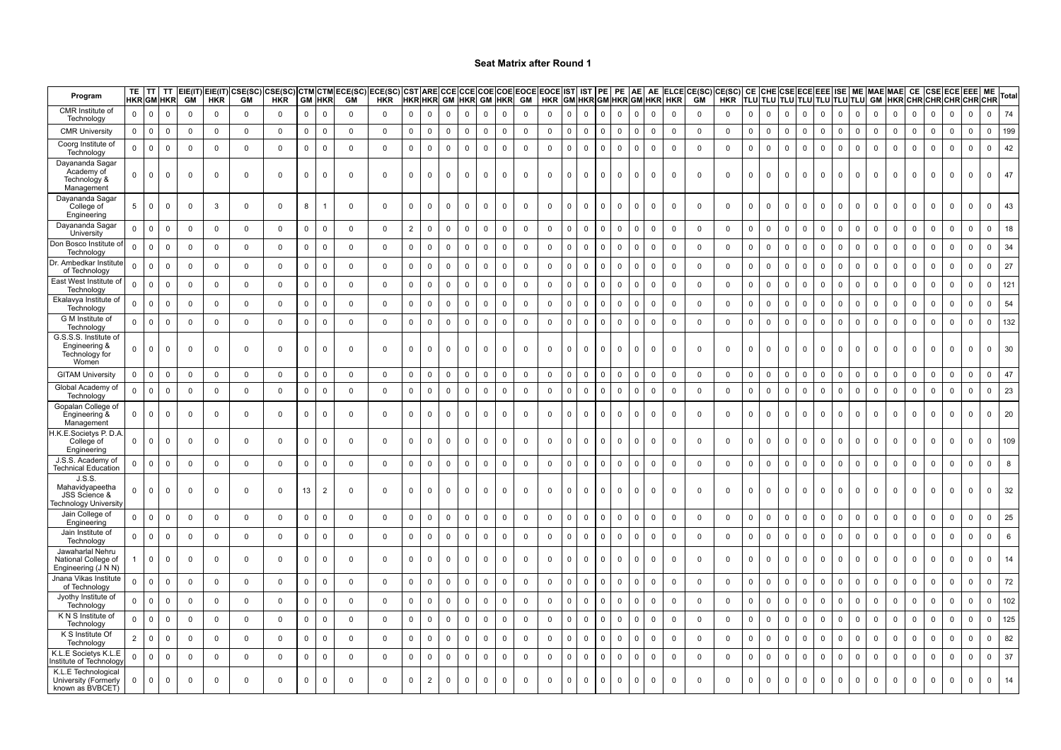## Seat Matrix after Round 1

| Program | TE HKR | TT GM | TT HKR | EIE(IT) GM | EIE(IT) HKR | CSE(SC) GM | CSE(SC) HKR | CTM GM | CTM HKR | ECE(SC) GM | ECE(SC) HKR | CST HKR | ARE HKR | CCE GM | CCE HKR | COE GM | COE HKR | EOCE GM | EOCE HKR | IST GM | IST HKR | PE GM | PE HKR | AE GM | AE HKR | ELCE HKR | CE(SC) GM | CE(SC) HKR | CE TLU | CHE TLU | CSE TLU | ECE TLU | EEE TLU | ISE TLU | ME TLU | MAE GM | MAE HKR | CE CHR | CSE CHR | ECE CHR | EEE CHR | ME CHR | Total |
|---|---|---|---|---|---|---|---|---|---|---|---|---|---|---|---|---|---|---|---|---|---|---|---|---|---|---|---|---|---|---|---|---|---|---|---|---|---|---|---|---|---|---|---|
| CMR Institute of Technology | 0 | 0 | 0 | 0 | 0 | 0 | 0 | 0 | 0 | 0 | 0 | 0 | 0 | 0 | 0 | 0 | 0 | 0 | 0 | 0 | 0 | 0 | 0 | 0 | 0 | 0 | 0 | 0 | 0 | 0 | 0 | 0 | 0 | 0 | 0 | 0 | 0 | 0 | 0 | 0 | 0 | 0 | 74 |
| CMR University | 0 | 0 | 0 | 0 | 0 | 0 | 0 | 0 | 0 | 0 | 0 | 0 | 0 | 0 | 0 | 0 | 0 | 0 | 0 | 0 | 0 | 0 | 0 | 0 | 0 | 0 | 0 | 0 | 0 | 0 | 0 | 0 | 0 | 0 | 0 | 0 | 0 | 0 | 0 | 0 | 0 | 0 | 199 |
| Coorg Institute of Technology | 0 | 0 | 0 | 0 | 0 | 0 | 0 | 0 | 0 | 0 | 0 | 0 | 0 | 0 | 0 | 0 | 0 | 0 | 0 | 0 | 0 | 0 | 0 | 0 | 0 | 0 | 0 | 0 | 0 | 0 | 0 | 0 | 0 | 0 | 0 | 0 | 0 | 0 | 0 | 0 | 0 | 0 | 42 |
| Dayananda Sagar Academy of Technology & Management | 0 | 0 | 0 | 0 | 0 | 0 | 0 | 0 | 0 | 0 | 0 | 0 | 0 | 0 | 0 | 0 | 0 | 0 | 0 | 0 | 0 | 0 | 0 | 0 | 0 | 0 | 0 | 0 | 0 | 0 | 0 | 0 | 0 | 0 | 0 | 0 | 0 | 0 | 0 | 0 | 0 | 0 | 47 |
| Dayananda Sagar College of Engineering | 5 | 0 | 0 | 0 | 3 | 0 | 0 | 8 | 1 | 0 | 0 | 0 | 0 | 0 | 0 | 0 | 0 | 0 | 0 | 0 | 0 | 0 | 0 | 0 | 0 | 0 | 0 | 0 | 0 | 0 | 0 | 0 | 0 | 0 | 0 | 0 | 0 | 0 | 0 | 0 | 0 | 0 | 43 |
| Dayananda Sagar University | 0 | 0 | 0 | 0 | 0 | 0 | 0 | 0 | 0 | 0 | 0 | 2 | 0 | 0 | 0 | 0 | 0 | 0 | 0 | 0 | 0 | 0 | 0 | 0 | 0 | 0 | 0 | 0 | 0 | 0 | 0 | 0 | 0 | 0 | 0 | 0 | 0 | 0 | 0 | 0 | 0 | 0 | 18 |
| Don Bosco Institute of Technology | 0 | 0 | 0 | 0 | 0 | 0 | 0 | 0 | 0 | 0 | 0 | 0 | 0 | 0 | 0 | 0 | 0 | 0 | 0 | 0 | 0 | 0 | 0 | 0 | 0 | 0 | 0 | 0 | 0 | 0 | 0 | 0 | 0 | 0 | 0 | 0 | 0 | 0 | 0 | 0 | 0 | 0 | 34 |
| Dr. Ambedkar Institute of Technology | 0 | 0 | 0 | 0 | 0 | 0 | 0 | 0 | 0 | 0 | 0 | 0 | 0 | 0 | 0 | 0 | 0 | 0 | 0 | 0 | 0 | 0 | 0 | 0 | 0 | 0 | 0 | 0 | 0 | 0 | 0 | 0 | 0 | 0 | 0 | 0 | 0 | 0 | 0 | 0 | 0 | 0 | 27 |
| East West Institute of Technology | 0 | 0 | 0 | 0 | 0 | 0 | 0 | 0 | 0 | 0 | 0 | 0 | 0 | 0 | 0 | 0 | 0 | 0 | 0 | 0 | 0 | 0 | 0 | 0 | 0 | 0 | 0 | 0 | 0 | 0 | 0 | 0 | 0 | 0 | 0 | 0 | 0 | 0 | 0 | 0 | 0 | 0 | 121 |
| Ekalavya Institute of Technology | 0 | 0 | 0 | 0 | 0 | 0 | 0 | 0 | 0 | 0 | 0 | 0 | 0 | 0 | 0 | 0 | 0 | 0 | 0 | 0 | 0 | 0 | 0 | 0 | 0 | 0 | 0 | 0 | 0 | 0 | 0 | 0 | 0 | 0 | 0 | 0 | 0 | 0 | 0 | 0 | 0 | 0 | 54 |
| G M Institute of Technology | 0 | 0 | 0 | 0 | 0 | 0 | 0 | 0 | 0 | 0 | 0 | 0 | 0 | 0 | 0 | 0 | 0 | 0 | 0 | 0 | 0 | 0 | 0 | 0 | 0 | 0 | 0 | 0 | 0 | 0 | 0 | 0 | 0 | 0 | 0 | 0 | 0 | 0 | 0 | 0 | 0 | 0 | 132 |
| G.S.S.S. Institute of Engineering & Technology for Women | 0 | 0 | 0 | 0 | 0 | 0 | 0 | 0 | 0 | 0 | 0 | 0 | 0 | 0 | 0 | 0 | 0 | 0 | 0 | 0 | 0 | 0 | 0 | 0 | 0 | 0 | 0 | 0 | 0 | 0 | 0 | 0 | 0 | 0 | 0 | 0 | 0 | 0 | 0 | 0 | 0 | 0 | 30 |
| GITAM University | 0 | 0 | 0 | 0 | 0 | 0 | 0 | 0 | 0 | 0 | 0 | 0 | 0 | 0 | 0 | 0 | 0 | 0 | 0 | 0 | 0 | 0 | 0 | 0 | 0 | 0 | 0 | 0 | 0 | 0 | 0 | 0 | 0 | 0 | 0 | 0 | 0 | 0 | 0 | 0 | 0 | 0 | 47 |
| Global Academy of Technology | 0 | 0 | 0 | 0 | 0 | 0 | 0 | 0 | 0 | 0 | 0 | 0 | 0 | 0 | 0 | 0 | 0 | 0 | 0 | 0 | 0 | 0 | 0 | 0 | 0 | 0 | 0 | 0 | 0 | 0 | 0 | 0 | 0 | 0 | 0 | 0 | 0 | 0 | 0 | 0 | 0 | 0 | 23 |
| Gopalan College of Engineering & Management | 0 | 0 | 0 | 0 | 0 | 0 | 0 | 0 | 0 | 0 | 0 | 0 | 0 | 0 | 0 | 0 | 0 | 0 | 0 | 0 | 0 | 0 | 0 | 0 | 0 | 0 | 0 | 0 | 0 | 0 | 0 | 0 | 0 | 0 | 0 | 0 | 0 | 0 | 0 | 0 | 0 | 0 | 20 |
| H.K.E.Societys P. D.A. College of Engineering | 0 | 0 | 0 | 0 | 0 | 0 | 0 | 0 | 0 | 0 | 0 | 0 | 0 | 0 | 0 | 0 | 0 | 0 | 0 | 0 | 0 | 0 | 0 | 0 | 0 | 0 | 0 | 0 | 0 | 0 | 0 | 0 | 0 | 0 | 0 | 0 | 0 | 0 | 0 | 0 | 0 | 0 | 109 |
| J.S.S. Academy of Technical Education | 0 | 0 | 0 | 0 | 0 | 0 | 0 | 0 | 0 | 0 | 0 | 0 | 0 | 0 | 0 | 0 | 0 | 0 | 0 | 0 | 0 | 0 | 0 | 0 | 0 | 0 | 0 | 0 | 0 | 0 | 0 | 0 | 0 | 0 | 0 | 0 | 0 | 0 | 0 | 0 | 0 | 0 | 8 |
| J.S.S. Mahavidyapeetha JSS Science & Technology University | 0 | 0 | 0 | 0 | 0 | 0 | 0 | 13 | 2 | 0 | 0 | 0 | 0 | 0 | 0 | 0 | 0 | 0 | 0 | 0 | 0 | 0 | 0 | 0 | 0 | 0 | 0 | 0 | 0 | 0 | 0 | 0 | 0 | 0 | 0 | 0 | 0 | 0 | 0 | 0 | 0 | 0 | 32 |
| Jain College of Engineering | 0 | 0 | 0 | 0 | 0 | 0 | 0 | 0 | 0 | 0 | 0 | 0 | 0 | 0 | 0 | 0 | 0 | 0 | 0 | 0 | 0 | 0 | 0 | 0 | 0 | 0 | 0 | 0 | 0 | 0 | 0 | 0 | 0 | 0 | 0 | 0 | 0 | 0 | 0 | 0 | 0 | 0 | 25 |
| Jain Institute of Technology | 0 | 0 | 0 | 0 | 0 | 0 | 0 | 0 | 0 | 0 | 0 | 0 | 0 | 0 | 0 | 0 | 0 | 0 | 0 | 0 | 0 | 0 | 0 | 0 | 0 | 0 | 0 | 0 | 0 | 0 | 0 | 0 | 0 | 0 | 0 | 0 | 0 | 0 | 0 | 0 | 0 | 0 | 6 |
| Jawaharlal Nehru National College of Engineering (J N N) | 1 | 0 | 0 | 0 | 0 | 0 | 0 | 0 | 0 | 0 | 0 | 0 | 0 | 0 | 0 | 0 | 0 | 0 | 0 | 0 | 0 | 0 | 0 | 0 | 0 | 0 | 0 | 0 | 0 | 0 | 0 | 0 | 0 | 0 | 0 | 0 | 0 | 0 | 0 | 0 | 0 | 0 | 14 |
| Jnana Vikas Institute of Technology | 0 | 0 | 0 | 0 | 0 | 0 | 0 | 0 | 0 | 0 | 0 | 0 | 0 | 0 | 0 | 0 | 0 | 0 | 0 | 0 | 0 | 0 | 0 | 0 | 0 | 0 | 0 | 0 | 0 | 0 | 0 | 0 | 0 | 0 | 0 | 0 | 0 | 0 | 0 | 0 | 0 | 0 | 72 |
| Jyothy Institute of Technology | 0 | 0 | 0 | 0 | 0 | 0 | 0 | 0 | 0 | 0 | 0 | 0 | 0 | 0 | 0 | 0 | 0 | 0 | 0 | 0 | 0 | 0 | 0 | 0 | 0 | 0 | 0 | 0 | 0 | 0 | 0 | 0 | 0 | 0 | 0 | 0 | 0 | 0 | 0 | 0 | 0 | 0 | 102 |
| K N S Institute of Technology | 0 | 0 | 0 | 0 | 0 | 0 | 0 | 0 | 0 | 0 | 0 | 0 | 0 | 0 | 0 | 0 | 0 | 0 | 0 | 0 | 0 | 0 | 0 | 0 | 0 | 0 | 0 | 0 | 0 | 0 | 0 | 0 | 0 | 0 | 0 | 0 | 0 | 0 | 0 | 0 | 0 | 0 | 125 |
| K S Institute Of Technology | 2 | 0 | 0 | 0 | 0 | 0 | 0 | 0 | 0 | 0 | 0 | 0 | 0 | 0 | 0 | 0 | 0 | 0 | 0 | 0 | 0 | 0 | 0 | 0 | 0 | 0 | 0 | 0 | 0 | 0 | 0 | 0 | 0 | 0 | 0 | 0 | 0 | 0 | 0 | 0 | 0 | 0 | 82 |
| K.L.E Societys K.L.E Institute of Technology | 0 | 0 | 0 | 0 | 0 | 0 | 0 | 0 | 0 | 0 | 0 | 0 | 0 | 0 | 0 | 0 | 0 | 0 | 0 | 0 | 0 | 0 | 0 | 0 | 0 | 0 | 0 | 0 | 0 | 0 | 0 | 0 | 0 | 0 | 0 | 0 | 0 | 0 | 0 | 0 | 0 | 0 | 37 |
| K.L.E Technological University (Formerly known as BVBCET) | 0 | 0 | 0 | 0 | 0 | 0 | 0 | 0 | 0 | 0 | 0 | 0 | 2 | 0 | 0 | 0 | 0 | 0 | 0 | 0 | 0 | 0 | 0 | 0 | 0 | 0 | 0 | 0 | 0 | 0 | 0 | 0 | 0 | 0 | 0 | 0 | 0 | 0 | 0 | 0 | 0 | 0 | 14 |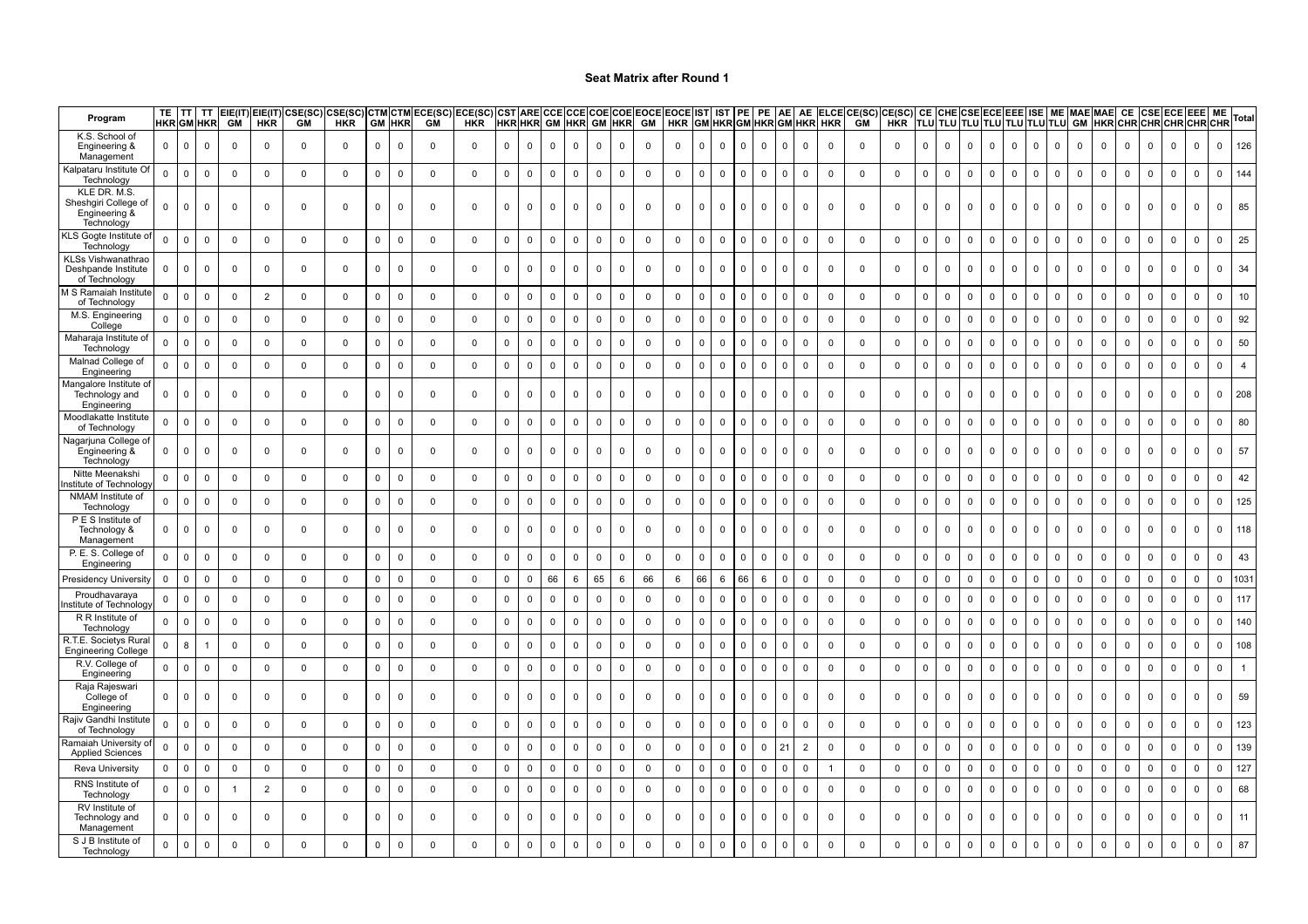# Seat Matrix after Round 1

| Program | TE HKR | TT GM | TT HKR | EIE(IT) GM | EIE(IT) HKR | CSE(SC) GM | CSE(SC) HKR | CTM GM | CTM HKR | ECE(SC) GM | ECE(SC) HKR | CST HKR | ARE HKR | CCE GM | CCE HKR | COE GM | COE HKR | EOCE GM | EOCE HKR | IST GM | IST HKR | PE GM | PE HKR | AE GM | AE HKR | ELCE HKR | CE(SC) GM | CE(SC) HKR | CE TLU | CHE TLU | CSE TLU | ECE TLU | EEE TLU | ISE TLU | ME TLU | MAE GM | MAE HKR | CE CHR | CSE CHR | ECE CHR | EEE CHR | ME CHR | Total |
|---|---|---|---|---|---|---|---|---|---|---|---|---|---|---|---|---|---|---|---|---|---|---|---|---|---|---|---|---|---|---|---|---|---|---|---|---|---|---|---|---|---|---|---|
| K.S. School of Engineering & Management | 0 | 0 | 0 | 0 | 0 | 0 | 0 | 0 | 0 | 0 | 0 | 0 | 0 | 0 | 0 | 0 | 0 | 0 | 0 | 0 | 0 | 0 | 0 | 0 | 0 | 0 | 0 | 0 | 0 | 0 | 0 | 0 | 0 | 0 | 0 | 0 | 0 | 0 | 0 | 0 | 0 | 0 | 126 |
| Kalpataru Institute Of Technology | 0 | 0 | 0 | 0 | 0 | 0 | 0 | 0 | 0 | 0 | 0 | 0 | 0 | 0 | 0 | 0 | 0 | 0 | 0 | 0 | 0 | 0 | 0 | 0 | 0 | 0 | 0 | 0 | 0 | 0 | 0 | 0 | 0 | 0 | 0 | 0 | 0 | 0 | 0 | 0 | 0 | 0 | 144 |
| KLE DR. M.S. Sheshgiri College of Engineering & Technology | 0 | 0 | 0 | 0 | 0 | 0 | 0 | 0 | 0 | 0 | 0 | 0 | 0 | 0 | 0 | 0 | 0 | 0 | 0 | 0 | 0 | 0 | 0 | 0 | 0 | 0 | 0 | 0 | 0 | 0 | 0 | 0 | 0 | 0 | 0 | 0 | 0 | 0 | 0 | 0 | 0 | 0 | 85 |
| KLS Gogte Institute of Technology | 0 | 0 | 0 | 0 | 0 | 0 | 0 | 0 | 0 | 0 | 0 | 0 | 0 | 0 | 0 | 0 | 0 | 0 | 0 | 0 | 0 | 0 | 0 | 0 | 0 | 0 | 0 | 0 | 0 | 0 | 0 | 0 | 0 | 0 | 0 | 0 | 0 | 0 | 0 | 0 | 0 | 0 | 25 |
| KLSs Vishwanathrao Deshpande Institute of Technology | 0 | 0 | 0 | 0 | 0 | 0 | 0 | 0 | 0 | 0 | 0 | 0 | 0 | 0 | 0 | 0 | 0 | 0 | 0 | 0 | 0 | 0 | 0 | 0 | 0 | 0 | 0 | 0 | 0 | 0 | 0 | 0 | 0 | 0 | 0 | 0 | 0 | 0 | 0 | 0 | 0 | 0 | 34 |
| M S Ramaiah Institute of Technology | 0 | 0 | 0 | 0 | 2 | 0 | 0 | 0 | 0 | 0 | 0 | 0 | 0 | 0 | 0 | 0 | 0 | 0 | 0 | 0 | 0 | 0 | 0 | 0 | 0 | 0 | 0 | 0 | 0 | 0 | 0 | 0 | 0 | 0 | 0 | 0 | 0 | 0 | 0 | 0 | 0 | 0 | 10 |
| M.S. Engineering College | 0 | 0 | 0 | 0 | 0 | 0 | 0 | 0 | 0 | 0 | 0 | 0 | 0 | 0 | 0 | 0 | 0 | 0 | 0 | 0 | 0 | 0 | 0 | 0 | 0 | 0 | 0 | 0 | 0 | 0 | 0 | 0 | 0 | 0 | 0 | 0 | 0 | 0 | 0 | 0 | 0 | 0 | 92 |
| Maharaja Institute of Technology | 0 | 0 | 0 | 0 | 0 | 0 | 0 | 0 | 0 | 0 | 0 | 0 | 0 | 0 | 0 | 0 | 0 | 0 | 0 | 0 | 0 | 0 | 0 | 0 | 0 | 0 | 0 | 0 | 0 | 0 | 0 | 0 | 0 | 0 | 0 | 0 | 0 | 0 | 0 | 0 | 0 | 0 | 50 |
| Malnad College of Engineering | 0 | 0 | 0 | 0 | 0 | 0 | 0 | 0 | 0 | 0 | 0 | 0 | 0 | 0 | 0 | 0 | 0 | 0 | 0 | 0 | 0 | 0 | 0 | 0 | 0 | 0 | 0 | 0 | 0 | 0 | 0 | 0 | 0 | 0 | 0 | 0 | 0 | 0 | 0 | 0 | 0 | 0 | 4 |
| Mangalore Institute of Technology and Engineering | 0 | 0 | 0 | 0 | 0 | 0 | 0 | 0 | 0 | 0 | 0 | 0 | 0 | 0 | 0 | 0 | 0 | 0 | 0 | 0 | 0 | 0 | 0 | 0 | 0 | 0 | 0 | 0 | 0 | 0 | 0 | 0 | 0 | 0 | 0 | 0 | 0 | 0 | 0 | 0 | 0 | 0 | 208 |
| Moodlakatte Institute of Technology | 0 | 0 | 0 | 0 | 0 | 0 | 0 | 0 | 0 | 0 | 0 | 0 | 0 | 0 | 0 | 0 | 0 | 0 | 0 | 0 | 0 | 0 | 0 | 0 | 0 | 0 | 0 | 0 | 0 | 0 | 0 | 0 | 0 | 0 | 0 | 0 | 0 | 0 | 0 | 0 | 0 | 0 | 80 |
| Nagarjuna College of Engineering & Technology | 0 | 0 | 0 | 0 | 0 | 0 | 0 | 0 | 0 | 0 | 0 | 0 | 0 | 0 | 0 | 0 | 0 | 0 | 0 | 0 | 0 | 0 | 0 | 0 | 0 | 0 | 0 | 0 | 0 | 0 | 0 | 0 | 0 | 0 | 0 | 0 | 0 | 0 | 0 | 0 | 0 | 0 | 57 |
| Nitte Meenakshi Institute of Technology | 0 | 0 | 0 | 0 | 0 | 0 | 0 | 0 | 0 | 0 | 0 | 0 | 0 | 0 | 0 | 0 | 0 | 0 | 0 | 0 | 0 | 0 | 0 | 0 | 0 | 0 | 0 | 0 | 0 | 0 | 0 | 0 | 0 | 0 | 0 | 0 | 0 | 0 | 0 | 0 | 0 | 0 | 42 |
| NMAM Institute of Technology | 0 | 0 | 0 | 0 | 0 | 0 | 0 | 0 | 0 | 0 | 0 | 0 | 0 | 0 | 0 | 0 | 0 | 0 | 0 | 0 | 0 | 0 | 0 | 0 | 0 | 0 | 0 | 0 | 0 | 0 | 0 | 0 | 0 | 0 | 0 | 0 | 0 | 0 | 0 | 0 | 0 | 0 | 125 |
| P E S Institute of Technology & Management | 0 | 0 | 0 | 0 | 0 | 0 | 0 | 0 | 0 | 0 | 0 | 0 | 0 | 0 | 0 | 0 | 0 | 0 | 0 | 0 | 0 | 0 | 0 | 0 | 0 | 0 | 0 | 0 | 0 | 0 | 0 | 0 | 0 | 0 | 0 | 0 | 0 | 0 | 0 | 0 | 0 | 0 | 118 |
| P. E. S. College of Engineering | 0 | 0 | 0 | 0 | 0 | 0 | 0 | 0 | 0 | 0 | 0 | 0 | 0 | 0 | 0 | 0 | 0 | 0 | 0 | 0 | 0 | 0 | 0 | 0 | 0 | 0 | 0 | 0 | 0 | 0 | 0 | 0 | 0 | 0 | 0 | 0 | 0 | 0 | 0 | 0 | 0 | 0 | 43 |
| Presidency University | 0 | 0 | 0 | 0 | 0 | 0 | 0 | 0 | 0 | 0 | 0 | 0 | 0 | 66 | 6 | 65 | 6 | 66 | 6 | 66 | 6 | 66 | 6 | 0 | 0 | 0 | 0 | 0 | 0 | 0 | 0 | 0 | 0 | 0 | 0 | 0 | 0 | 0 | 0 | 0 | 0 | 0 | 1031 |
| Proudhavaraya Institute of Technology | 0 | 0 | 0 | 0 | 0 | 0 | 0 | 0 | 0 | 0 | 0 | 0 | 0 | 0 | 0 | 0 | 0 | 0 | 0 | 0 | 0 | 0 | 0 | 0 | 0 | 0 | 0 | 0 | 0 | 0 | 0 | 0 | 0 | 0 | 0 | 0 | 0 | 0 | 0 | 0 | 0 | 0 | 117 |
| R R Institute of Technology | 0 | 0 | 0 | 0 | 0 | 0 | 0 | 0 | 0 | 0 | 0 | 0 | 0 | 0 | 0 | 0 | 0 | 0 | 0 | 0 | 0 | 0 | 0 | 0 | 0 | 0 | 0 | 0 | 0 | 0 | 0 | 0 | 0 | 0 | 0 | 0 | 0 | 0 | 0 | 0 | 0 | 0 | 140 |
| R.T.E. Societys Rural Engineering College | 0 | 8 | 1 | 0 | 0 | 0 | 0 | 0 | 0 | 0 | 0 | 0 | 0 | 0 | 0 | 0 | 0 | 0 | 0 | 0 | 0 | 0 | 0 | 0 | 0 | 0 | 0 | 0 | 0 | 0 | 0 | 0 | 0 | 0 | 0 | 0 | 0 | 0 | 0 | 0 | 0 | 0 | 108 |
| R.V. College of Engineering | 0 | 0 | 0 | 0 | 0 | 0 | 0 | 0 | 0 | 0 | 0 | 0 | 0 | 0 | 0 | 0 | 0 | 0 | 0 | 0 | 0 | 0 | 0 | 0 | 0 | 0 | 0 | 0 | 0 | 0 | 0 | 0 | 0 | 0 | 0 | 0 | 0 | 0 | 0 | 0 | 0 | 0 | 1 |
| Raja Rajeswari College of Engineering | 0 | 0 | 0 | 0 | 0 | 0 | 0 | 0 | 0 | 0 | 0 | 0 | 0 | 0 | 0 | 0 | 0 | 0 | 0 | 0 | 0 | 0 | 0 | 0 | 0 | 0 | 0 | 0 | 0 | 0 | 0 | 0 | 0 | 0 | 0 | 0 | 0 | 0 | 0 | 0 | 0 | 0 | 59 |
| Rajiv Gandhi Institute of Technology | 0 | 0 | 0 | 0 | 0 | 0 | 0 | 0 | 0 | 0 | 0 | 0 | 0 | 0 | 0 | 0 | 0 | 0 | 0 | 0 | 0 | 0 | 0 | 0 | 0 | 0 | 0 | 0 | 0 | 0 | 0 | 0 | 0 | 0 | 0 | 0 | 0 | 0 | 0 | 0 | 0 | 0 | 123 |
| Ramaiah University of Applied Sciences | 0 | 0 | 0 | 0 | 0 | 0 | 0 | 0 | 0 | 0 | 0 | 0 | 0 | 0 | 0 | 0 | 0 | 0 | 0 | 0 | 0 | 0 | 0 | 21 | 2 | 0 | 0 | 0 | 0 | 0 | 0 | 0 | 0 | 0 | 0 | 0 | 0 | 0 | 0 | 0 | 0 | 0 | 139 |
| Reva University | 0 | 0 | 0 | 0 | 0 | 0 | 0 | 0 | 0 | 0 | 0 | 0 | 0 | 0 | 0 | 0 | 0 | 0 | 0 | 0 | 0 | 0 | 0 | 0 | 0 | 1 | 0 | 0 | 0 | 0 | 0 | 0 | 0 | 0 | 0 | 0 | 0 | 0 | 0 | 0 | 0 | 0 | 127 |
| RNS Institute of Technology | 0 | 0 | 0 | 1 | 2 | 0 | 0 | 0 | 0 | 0 | 0 | 0 | 0 | 0 | 0 | 0 | 0 | 0 | 0 | 0 | 0 | 0 | 0 | 0 | 0 | 0 | 0 | 0 | 0 | 0 | 0 | 0 | 0 | 0 | 0 | 0 | 0 | 0 | 0 | 0 | 0 | 0 | 68 |
| RV Institute of Technology and Management | 0 | 0 | 0 | 0 | 0 | 0 | 0 | 0 | 0 | 0 | 0 | 0 | 0 | 0 | 0 | 0 | 0 | 0 | 0 | 0 | 0 | 0 | 0 | 0 | 0 | 0 | 0 | 0 | 0 | 0 | 0 | 0 | 0 | 0 | 0 | 0 | 0 | 0 | 0 | 0 | 0 | 0 | 11 |
| S J B Institute of Technology | 0 | 0 | 0 | 0 | 0 | 0 | 0 | 0 | 0 | 0 | 0 | 0 | 0 | 0 | 0 | 0 | 0 | 0 | 0 | 0 | 0 | 0 | 0 | 0 | 0 | 0 | 0 | 0 | 0 | 0 | 0 | 0 | 0 | 0 | 0 | 0 | 0 | 0 | 0 | 0 | 0 | 0 | 87 |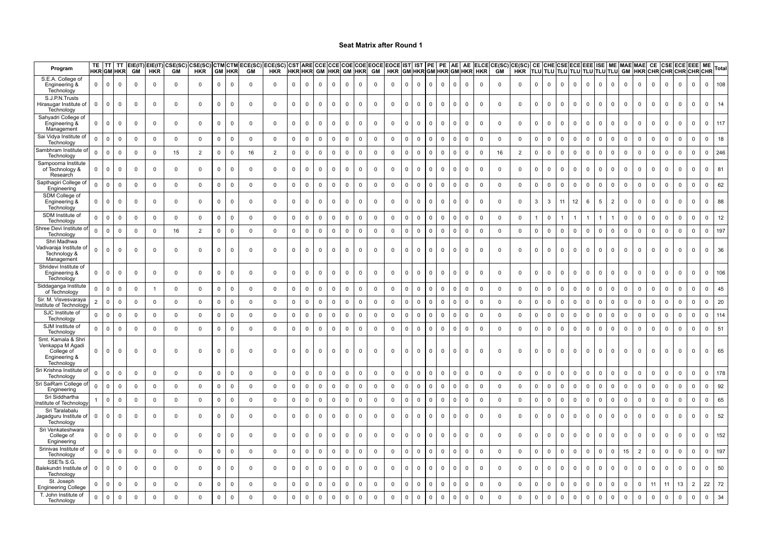# Seat Matrix after Round 1

| Program | TE | TT | TT | EIE(IT) | EIE(IT) | CSE(SC) | CSE(SC) | CTM | CTM | ECE(SC) | ECE(SC) | CST | ARE | CCE | CCE | COE | COE | EOCE | EOCE | IST | IST | PE | PE | AE | AE | ELCE | CE(SC) | CE(SC) | CE | CHE | CSE | ECE | EEE | ISE | ME | MAE | MAE | CE | CSE | ECE | EEE | ME | Total |
|---|---|---|---|---|---|---|---|---|---|---|---|---|---|---|---|---|---|---|---|---|---|---|---|---|---|---|---|---|---|---|---|---|---|---|---|---|---|---|---|---|---|---|---|
| | HKR | GM | HKR | GM | HKR | GM | HKR | GM | HKR | GM | HKR | HKR | HKR | GM | HKR | GM | HKR | GM | HKR | GM | HKR | GM | HKR | GM | HKR | HKR | GM | HKR | TLU | TLU | TLU | TLU | TLU | TLU | TLU | GM | HKR | CHR | CHR | CHR | CHR | CHR | |
| S.E.A. College of Engineering & Technology | 0 | 0 | 0 | 0 | 0 | 0 | 0 | 0 | 0 | 0 | 0 | 0 | 0 | 0 | 0 | 0 | 0 | 0 | 0 | 0 | 0 | 0 | 0 | 0 | 0 | 0 | 0 | 0 | 0 | 0 | 0 | 0 | 0 | 0 | 0 | 0 | 0 | 0 | 0 | 0 | 0 | 0 | 108 |
| S.J.P.N.Trusts Hirasugar Institute of Technology | 0 | 0 | 0 | 0 | 0 | 0 | 0 | 0 | 0 | 0 | 0 | 0 | 0 | 0 | 0 | 0 | 0 | 0 | 0 | 0 | 0 | 0 | 0 | 0 | 0 | 0 | 0 | 0 | 0 | 0 | 0 | 0 | 0 | 0 | 0 | 0 | 0 | 0 | 0 | 0 | 0 | 0 | 14 |
| Sahyadri College of Engineering & Management | 0 | 0 | 0 | 0 | 0 | 0 | 0 | 0 | 0 | 0 | 0 | 0 | 0 | 0 | 0 | 0 | 0 | 0 | 0 | 0 | 0 | 0 | 0 | 0 | 0 | 0 | 0 | 0 | 0 | 0 | 0 | 0 | 0 | 0 | 0 | 0 | 0 | 0 | 0 | 0 | 0 | 0 | 117 |
| Sai Vidya Institute of Technology | 0 | 0 | 0 | 0 | 0 | 0 | 0 | 0 | 0 | 0 | 0 | 0 | 0 | 0 | 0 | 0 | 0 | 0 | 0 | 0 | 0 | 0 | 0 | 0 | 0 | 0 | 0 | 0 | 0 | 0 | 0 | 0 | 0 | 0 | 0 | 0 | 0 | 0 | 0 | 0 | 0 | 0 | 18 |
| Sambhram Institute of Technology | 0 | 0 | 0 | 0 | 0 | 15 | 2 | 0 | 0 | 16 | 2 | 0 | 0 | 0 | 0 | 0 | 0 | 0 | 0 | 0 | 0 | 0 | 0 | 0 | 0 | 0 | 16 | 2 | 0 | 0 | 0 | 0 | 0 | 0 | 0 | 0 | 0 | 0 | 0 | 0 | 0 | 0 | 246 |
| Sampoorna Institute of Technology & Research | 0 | 0 | 0 | 0 | 0 | 0 | 0 | 0 | 0 | 0 | 0 | 0 | 0 | 0 | 0 | 0 | 0 | 0 | 0 | 0 | 0 | 0 | 0 | 0 | 0 | 0 | 0 | 0 | 0 | 0 | 0 | 0 | 0 | 0 | 0 | 0 | 0 | 0 | 0 | 0 | 0 | 0 | 81 |
| Sapthagiri College of Engineering | 0 | 0 | 0 | 0 | 0 | 0 | 0 | 0 | 0 | 0 | 0 | 0 | 0 | 0 | 0 | 0 | 0 | 0 | 0 | 0 | 0 | 0 | 0 | 0 | 0 | 0 | 0 | 0 | 0 | 0 | 0 | 0 | 0 | 0 | 0 | 0 | 0 | 0 | 0 | 0 | 0 | 0 | 62 |
| SDM College of Engineering & Technology | 0 | 0 | 0 | 0 | 0 | 0 | 0 | 0 | 0 | 0 | 0 | 0 | 0 | 0 | 0 | 0 | 0 | 0 | 0 | 0 | 0 | 0 | 0 | 0 | 0 | 0 | 0 | 0 | 3 | 3 | 11 | 12 | 6 | 5 | 2 | 0 | 0 | 0 | 0 | 0 | 0 | 0 | 88 |
| SDM Institute of Technology | 0 | 0 | 0 | 0 | 0 | 0 | 0 | 0 | 0 | 0 | 0 | 0 | 0 | 0 | 0 | 0 | 0 | 0 | 0 | 0 | 0 | 0 | 0 | 0 | 0 | 0 | 0 | 0 | 1 | 0 | 1 | 1 | 1 | 1 | 1 | 0 | 0 | 0 | 0 | 0 | 0 | 0 | 12 |
| Shree Devi Institute of Technology | 0 | 0 | 0 | 0 | 0 | 16 | 2 | 0 | 0 | 0 | 0 | 0 | 0 | 0 | 0 | 0 | 0 | 0 | 0 | 0 | 0 | 0 | 0 | 0 | 0 | 0 | 0 | 0 | 0 | 0 | 0 | 0 | 0 | 0 | 0 | 0 | 0 | 0 | 0 | 0 | 0 | 0 | 197 |
| Shri Madhwa Vadivaraja Institute of Technology & Management | 0 | 0 | 0 | 0 | 0 | 0 | 0 | 0 | 0 | 0 | 0 | 0 | 0 | 0 | 0 | 0 | 0 | 0 | 0 | 0 | 0 | 0 | 0 | 0 | 0 | 0 | 0 | 0 | 0 | 0 | 0 | 0 | 0 | 0 | 0 | 0 | 0 | 0 | 0 | 0 | 0 | 0 | 36 |
| Shridevi Institute of Engineering & Technology | 0 | 0 | 0 | 0 | 0 | 0 | 0 | 0 | 0 | 0 | 0 | 0 | 0 | 0 | 0 | 0 | 0 | 0 | 0 | 0 | 0 | 0 | 0 | 0 | 0 | 0 | 0 | 0 | 0 | 0 | 0 | 0 | 0 | 0 | 0 | 0 | 0 | 0 | 0 | 0 | 0 | 0 | 106 |
| Siddaganga Institute of Technology | 0 | 0 | 0 | 0 | 1 | 0 | 0 | 0 | 0 | 0 | 0 | 0 | 0 | 0 | 0 | 0 | 0 | 0 | 0 | 0 | 0 | 0 | 0 | 0 | 0 | 0 | 0 | 0 | 0 | 0 | 0 | 0 | 0 | 0 | 0 | 0 | 0 | 0 | 0 | 0 | 0 | 0 | 45 |
| Sir. M. Visvesvaraya Institute of Technology | 2 | 0 | 0 | 0 | 0 | 0 | 0 | 0 | 0 | 0 | 0 | 0 | 0 | 0 | 0 | 0 | 0 | 0 | 0 | 0 | 0 | 0 | 0 | 0 | 0 | 0 | 0 | 0 | 0 | 0 | 0 | 0 | 0 | 0 | 0 | 0 | 0 | 0 | 0 | 0 | 0 | 0 | 20 |
| SJC Institute of Technology | 0 | 0 | 0 | 0 | 0 | 0 | 0 | 0 | 0 | 0 | 0 | 0 | 0 | 0 | 0 | 0 | 0 | 0 | 0 | 0 | 0 | 0 | 0 | 0 | 0 | 0 | 0 | 0 | 0 | 0 | 0 | 0 | 0 | 0 | 0 | 0 | 0 | 0 | 0 | 0 | 0 | 0 | 114 |
| SJM Institute of Technology | 0 | 0 | 0 | 0 | 0 | 0 | 0 | 0 | 0 | 0 | 0 | 0 | 0 | 0 | 0 | 0 | 0 | 0 | 0 | 0 | 0 | 0 | 0 | 0 | 0 | 0 | 0 | 0 | 0 | 0 | 0 | 0 | 0 | 0 | 0 | 0 | 0 | 0 | 0 | 0 | 0 | 0 | 51 |
| Smt. Kamala & Shri Venkappa M Agadi College of Engineering & Technology | 0 | 0 | 0 | 0 | 0 | 0 | 0 | 0 | 0 | 0 | 0 | 0 | 0 | 0 | 0 | 0 | 0 | 0 | 0 | 0 | 0 | 0 | 0 | 0 | 0 | 0 | 0 | 0 | 0 | 0 | 0 | 0 | 0 | 0 | 0 | 0 | 0 | 0 | 0 | 0 | 0 | 0 | 65 |
| Sri Krishna Institute of Technology | 0 | 0 | 0 | 0 | 0 | 0 | 0 | 0 | 0 | 0 | 0 | 0 | 0 | 0 | 0 | 0 | 0 | 0 | 0 | 0 | 0 | 0 | 0 | 0 | 0 | 0 | 0 | 0 | 0 | 0 | 0 | 0 | 0 | 0 | 0 | 0 | 0 | 0 | 0 | 0 | 0 | 0 | 178 |
| Sri SaiRam College of Engineering | 0 | 0 | 0 | 0 | 0 | 0 | 0 | 0 | 0 | 0 | 0 | 0 | 0 | 0 | 0 | 0 | 0 | 0 | 0 | 0 | 0 | 0 | 0 | 0 | 0 | 0 | 0 | 0 | 0 | 0 | 0 | 0 | 0 | 0 | 0 | 0 | 0 | 0 | 0 | 0 | 0 | 0 | 92 |
| Sri Siddhartha Institute of Technology | 1 | 0 | 0 | 0 | 0 | 0 | 0 | 0 | 0 | 0 | 0 | 0 | 0 | 0 | 0 | 0 | 0 | 0 | 0 | 0 | 0 | 0 | 0 | 0 | 0 | 0 | 0 | 0 | 0 | 0 | 0 | 0 | 0 | 0 | 0 | 0 | 0 | 0 | 0 | 0 | 0 | 0 | 65 |
| Sri Taralabalu Jagadguru Institute of Technology | 0 | 0 | 0 | 0 | 0 | 0 | 0 | 0 | 0 | 0 | 0 | 0 | 0 | 0 | 0 | 0 | 0 | 0 | 0 | 0 | 0 | 0 | 0 | 0 | 0 | 0 | 0 | 0 | 0 | 0 | 0 | 0 | 0 | 0 | 0 | 0 | 0 | 0 | 0 | 0 | 0 | 0 | 52 |
| Sri Venkateshwara College of Engineering | 0 | 0 | 0 | 0 | 0 | 0 | 0 | 0 | 0 | 0 | 0 | 0 | 0 | 0 | 0 | 0 | 0 | 0 | 0 | 0 | 0 | 0 | 0 | 0 | 0 | 0 | 0 | 0 | 0 | 0 | 0 | 0 | 0 | 0 | 0 | 0 | 0 | 0 | 0 | 0 | 0 | 0 | 152 |
| Srinivas Institute of Technology | 0 | 0 | 0 | 0 | 0 | 0 | 0 | 0 | 0 | 0 | 0 | 0 | 0 | 0 | 0 | 0 | 0 | 0 | 0 | 0 | 0 | 0 | 0 | 0 | 0 | 0 | 0 | 0 | 0 | 0 | 0 | 0 | 0 | 0 | 0 | 15 | 2 | 0 | 0 | 0 | 0 | 0 | 197 |
| SSETs S.G. Balekundri Institute of Technology | 0 | 0 | 0 | 0 | 0 | 0 | 0 | 0 | 0 | 0 | 0 | 0 | 0 | 0 | 0 | 0 | 0 | 0 | 0 | 0 | 0 | 0 | 0 | 0 | 0 | 0 | 0 | 0 | 0 | 0 | 0 | 0 | 0 | 0 | 0 | 0 | 0 | 0 | 0 | 0 | 0 | 0 | 50 |
| St. Joseph Engineering College | 0 | 0 | 0 | 0 | 0 | 0 | 0 | 0 | 0 | 0 | 0 | 0 | 0 | 0 | 0 | 0 | 0 | 0 | 0 | 0 | 0 | 0 | 0 | 0 | 0 | 0 | 0 | 0 | 0 | 0 | 0 | 0 | 0 | 0 | 0 | 0 | 0 | 11 | 11 | 13 | 2 | 22 | 72 |
| T. John Institute of Technology | 0 | 0 | 0 | 0 | 0 | 0 | 0 | 0 | 0 | 0 | 0 | 0 | 0 | 0 | 0 | 0 | 0 | 0 | 0 | 0 | 0 | 0 | 0 | 0 | 0 | 0 | 0 | 0 | 0 | 0 | 0 | 0 | 0 | 0 | 0 | 0 | 0 | 0 | 0 | 0 | 0 | 0 | 34 |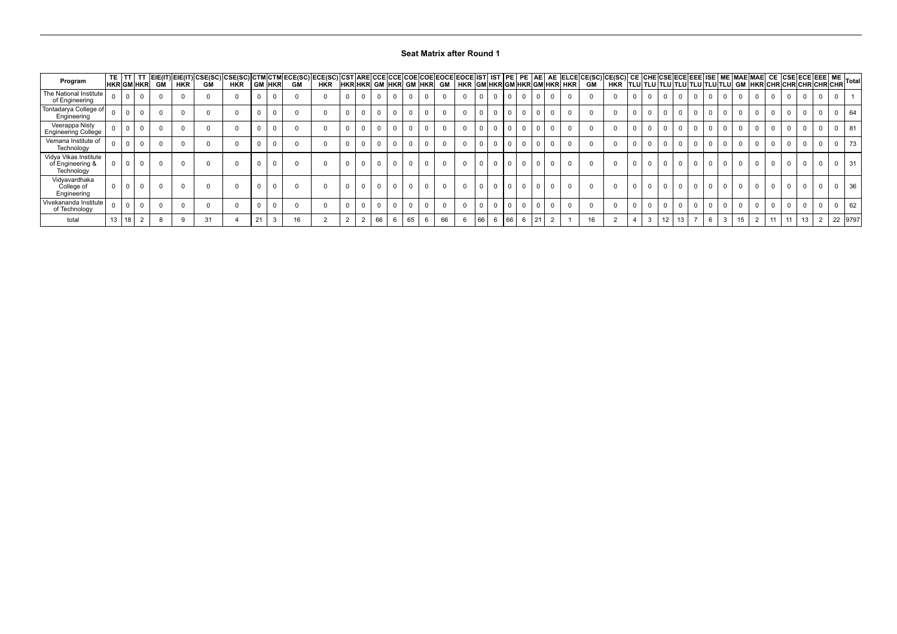### Seat Matrix after Round 1

| Program | TE HKR | TT GM | TT HKR | EIE(IT) GM | EIE(IT) HKR | CSE(SC) GM | CSE(SC) HKR | CTM GM | CTM HKR | ECE(SC) GM | ECE(SC) HKR | CST HKR | ARE HKR | CCE GM | CCE HKR | COE GM | COE HKR | EOCE GM | EOCE HKR | IST GM | IST HKR | PE GM | PE HKR | AE GM | AE HKR | ELCE HKR | CE(SC) GM | CE(SC) HKR | CE TLU | CHE TLU | CSE TLU | ECE TLU | EEE TLU | ISE TLU | ME TLU | MAE GM | MAE HKR | CE CHR | CSE CHR | ECE CHR | EEE CHR | ME CHR | Total |
|---|---|---|---|---|---|---|---|---|---|---|---|---|---|---|---|---|---|---|---|---|---|---|---|---|---|---|---|---|---|---|---|---|---|---|---|---|---|---|---|---|---|---|---|
| The National Institute of Engineering | 0 | 0 | 0 | 0 | 0 | 0 | 0 | 0 | 0 | 0 | 0 | 0 | 0 | 0 | 0 | 0 | 0 | 0 | 0 | 0 | 0 | 0 | 0 | 0 | 0 | 0 | 0 | 0 | 0 | 0 | 0 | 0 | 0 | 0 | 0 | 0 | 0 | 0 | 0 | 0 | 0 | 0 | 1 |
| Tontadarya College of Engineering | 0 | 0 | 0 | 0 | 0 | 0 | 0 | 0 | 0 | 0 | 0 | 0 | 0 | 0 | 0 | 0 | 0 | 0 | 0 | 0 | 0 | 0 | 0 | 0 | 0 | 0 | 0 | 0 | 0 | 0 | 0 | 0 | 0 | 0 | 0 | 0 | 0 | 0 | 0 | 0 | 0 | 0 | 64 |
| Veerappa Nisty Engineering College | 0 | 0 | 0 | 0 | 0 | 0 | 0 | 0 | 0 | 0 | 0 | 0 | 0 | 0 | 0 | 0 | 0 | 0 | 0 | 0 | 0 | 0 | 0 | 0 | 0 | 0 | 0 | 0 | 0 | 0 | 0 | 0 | 0 | 0 | 0 | 0 | 0 | 0 | 0 | 0 | 0 | 0 | 81 |
| Vemana Institute of Technology | 0 | 0 | 0 | 0 | 0 | 0 | 0 | 0 | 0 | 0 | 0 | 0 | 0 | 0 | 0 | 0 | 0 | 0 | 0 | 0 | 0 | 0 | 0 | 0 | 0 | 0 | 0 | 0 | 0 | 0 | 0 | 0 | 0 | 0 | 0 | 0 | 0 | 0 | 0 | 0 | 0 | 0 | 73 |
| Vidya Vikas Institute of Engineering & Technology | 0 | 0 | 0 | 0 | 0 | 0 | 0 | 0 | 0 | 0 | 0 | 0 | 0 | 0 | 0 | 0 | 0 | 0 | 0 | 0 | 0 | 0 | 0 | 0 | 0 | 0 | 0 | 0 | 0 | 0 | 0 | 0 | 0 | 0 | 0 | 0 | 0 | 0 | 0 | 0 | 0 | 0 | 31 |
| Vidyavardhaka College of Engineering | 0 | 0 | 0 | 0 | 0 | 0 | 0 | 0 | 0 | 0 | 0 | 0 | 0 | 0 | 0 | 0 | 0 | 0 | 0 | 0 | 0 | 0 | 0 | 0 | 0 | 0 | 0 | 0 | 0 | 0 | 0 | 0 | 0 | 0 | 0 | 0 | 0 | 0 | 0 | 0 | 0 | 0 | 36 |
| Vivekananda Institute of Technology | 0 | 0 | 0 | 0 | 0 | 0 | 0 | 0 | 0 | 0 | 0 | 0 | 0 | 0 | 0 | 0 | 0 | 0 | 0 | 0 | 0 | 0 | 0 | 0 | 0 | 0 | 0 | 0 | 0 | 0 | 0 | 0 | 0 | 0 | 0 | 0 | 0 | 0 | 0 | 0 | 0 | 0 | 62 |
| total | 13 | 18 | 2 | 8 | 9 | 31 | 4 | 21 | 3 | 16 | 2 | 2 | 2 | 66 | 6 | 65 | 6 | 66 | 6 | 66 | 6 | 66 | 6 | 21 | 2 | 1 | 16 | 2 | 4 | 3 | 12 | 13 | 7 | 6 | 3 | 15 | 2 | 11 | 11 | 13 | 2 | 22 | 9797 |